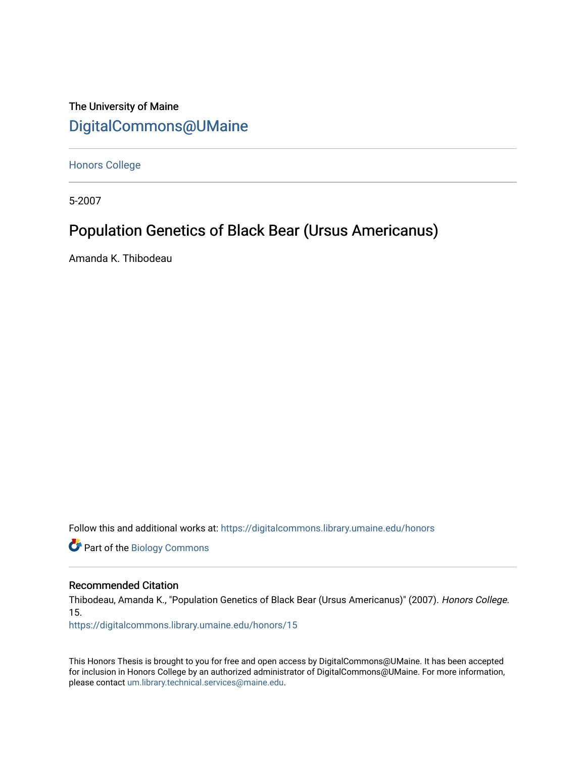The University of Maine

DigitalCommons@UMaine

---

Honors College

---

5-2007

# Population Genetics of Black Bear (Ursus Americanus)

Amanda K. Thibodeau

Follow this and additional works at: https://digitalcommons.library.umaine.edu/honors

Part of the Biology Commons

---

## Recommended Citation

Thibodeau, Amanda K., "Population Genetics of Black Bear (Ursus Americanus)" (2007). *Honors College*. 15.
https://digitalcommons.library.umaine.edu/honors/15

This Honors Thesis is brought to you for free and open access by DigitalCommons@UMaine. It has been accepted for inclusion in Honors College by an authorized administrator of DigitalCommons@UMaine. For more information, please contact um.library.technical.services@maine.edu.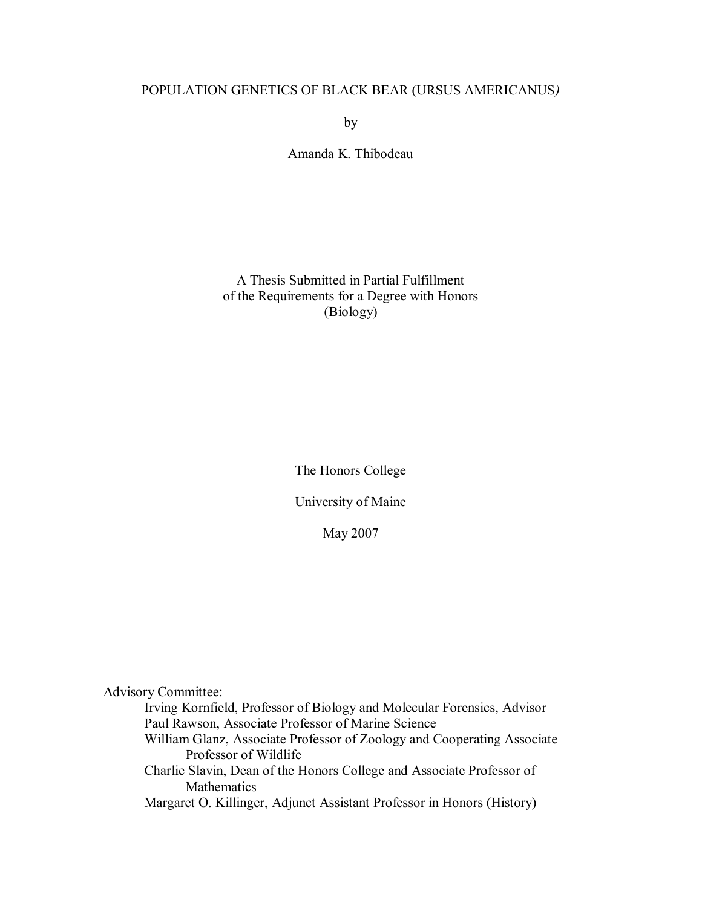# POPULATION GENETICS OF BLACK BEAR (URSUS AMERICANUS)

by

Amanda K. Thibodeau

A Thesis Submitted in Partial Fulfillment
of the Requirements for a Degree with Honors
(Biology)

The Honors College

University of Maine

May 2007

Advisory Committee:

- Irving Kornfield, Professor of Biology and Molecular Forensics, Advisor
- Paul Rawson, Associate Professor of Marine Science
- William Glanz, Associate Professor of Zoology and Cooperating Associate Professor of Wildlife
- Charlie Slavin, Dean of the Honors College and Associate Professor of Mathematics
- Margaret O. Killinger, Adjunct Assistant Professor in Honors (History)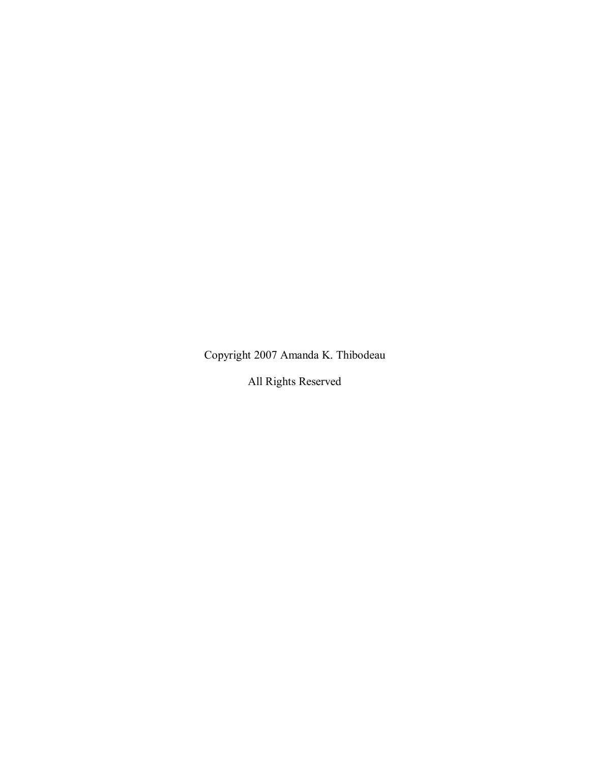Copyright 2007 Amanda K. Thibodeau

All Rights Reserved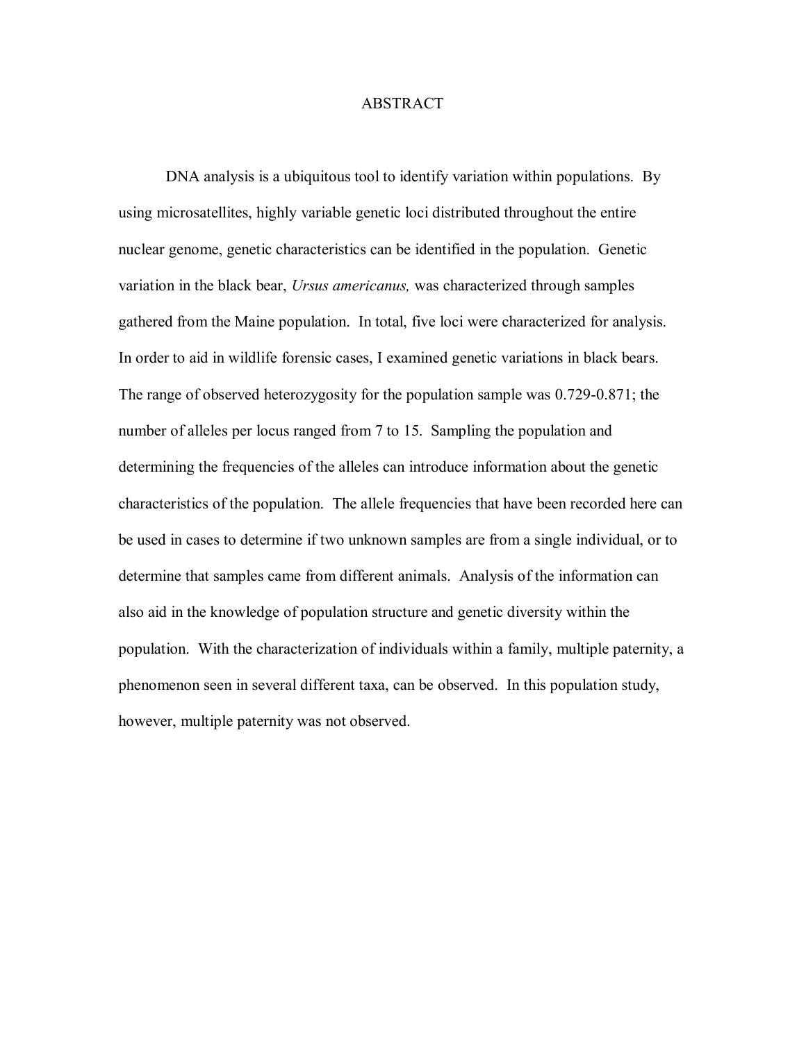# ABSTRACT

DNA analysis is a ubiquitous tool to identify variation within populations. By using microsatellites, highly variable genetic loci distributed throughout the entire nuclear genome, genetic characteristics can be identified in the population. Genetic variation in the black bear, *Ursus americanus,* was characterized through samples gathered from the Maine population. In total, five loci were characterized for analysis. In order to aid in wildlife forensic cases, I examined genetic variations in black bears. The range of observed heterozygosity for the population sample was 0.729-0.871; the number of alleles per locus ranged from 7 to 15. Sampling the population and determining the frequencies of the alleles can introduce information about the genetic characteristics of the population. The allele frequencies that have been recorded here can be used in cases to determine if two unknown samples are from a single individual, or to determine that samples came from different animals. Analysis of the information can also aid in the knowledge of population structure and genetic diversity within the population. With the characterization of individuals within a family, multiple paternity, a phenomenon seen in several different taxa, can be observed. In this population study, however, multiple paternity was not observed.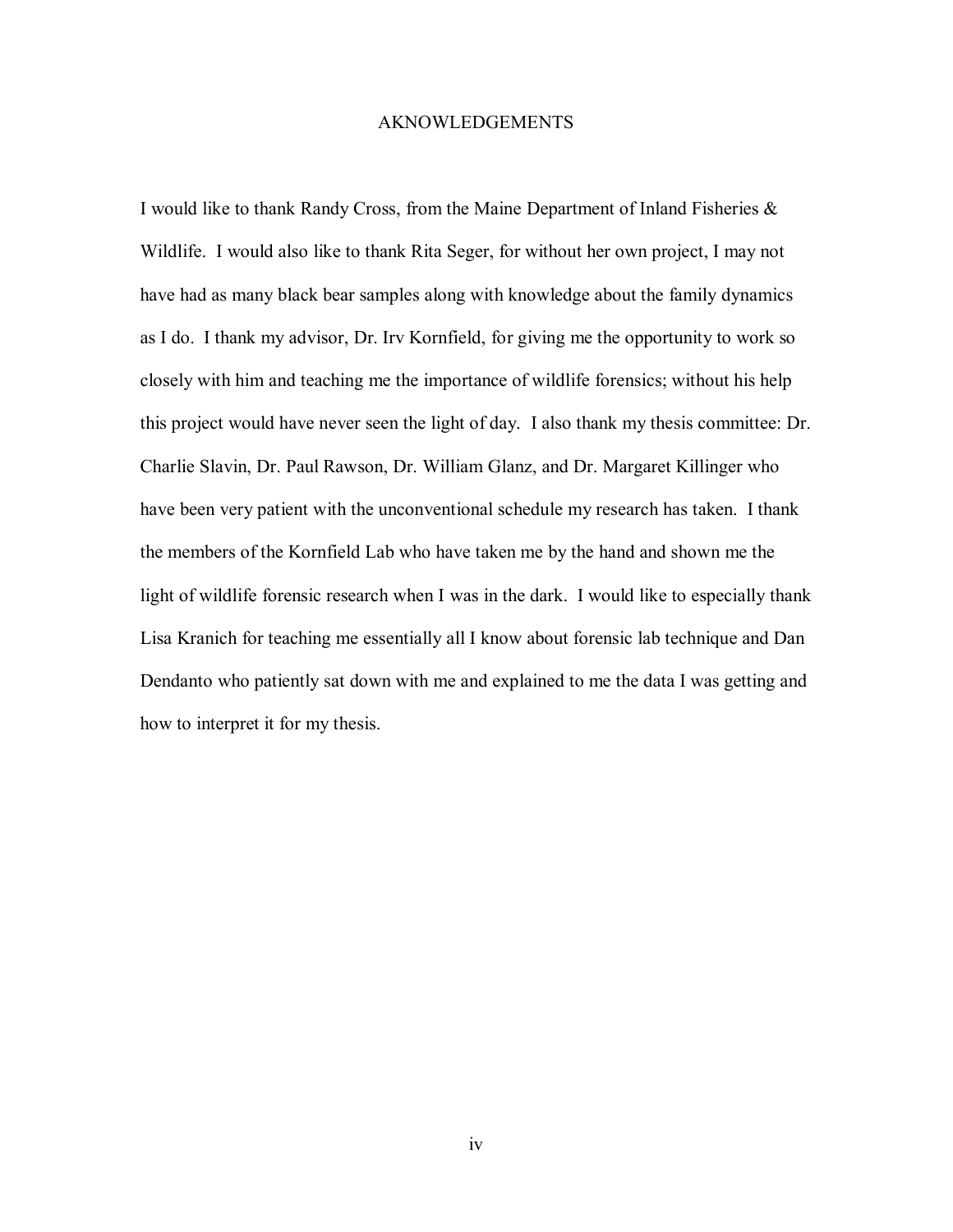# AKNOWLEDGEMENTS

I would like to thank Randy Cross, from the Maine Department of Inland Fisheries & Wildlife. I would also like to thank Rita Seger, for without her own project, I may not have had as many black bear samples along with knowledge about the family dynamics as I do. I thank my advisor, Dr. Irv Kornfield, for giving me the opportunity to work so closely with him and teaching me the importance of wildlife forensics; without his help this project would have never seen the light of day. I also thank my thesis committee: Dr. Charlie Slavin, Dr. Paul Rawson, Dr. William Glanz, and Dr. Margaret Killinger who have been very patient with the unconventional schedule my research has taken. I thank the members of the Kornfield Lab who have taken me by the hand and shown me the light of wildlife forensic research when I was in the dark. I would like to especially thank Lisa Kranich for teaching me essentially all I know about forensic lab technique and Dan Dendanto who patiently sat down with me and explained to me the data I was getting and how to interpret it for my thesis.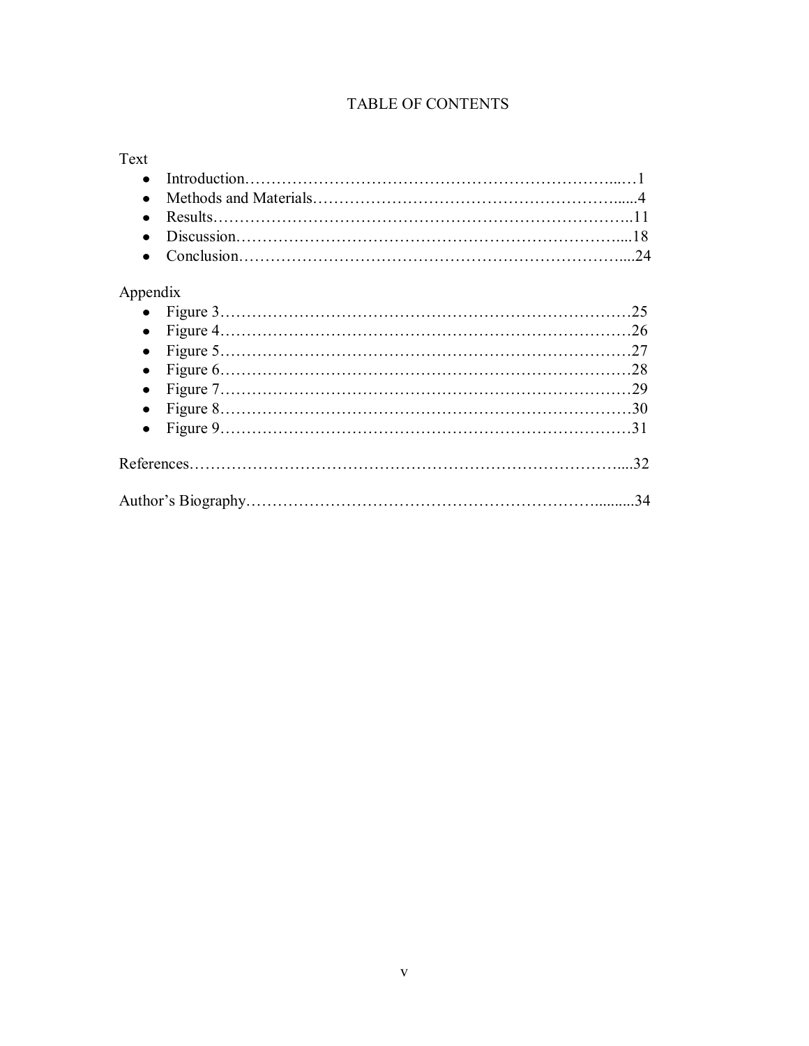# TABLE OF CONTENTS

Text

- Introduction……………………………………………………………...…1
- Methods and Materials…………………………………………………......4
- Results……………………………………………………………………..11
- Discussion………………………………………………………………....18
- Conclusion………………………………………………………………....24

Appendix

- Figure 3……………………………………………………………………25
- Figure 4……………………………………………………………………26
- Figure 5……………………………………………………………………27
- Figure 6……………………………………………………………………28
- Figure 7……………………………………………………………………29
- Figure 8……………………………………………………………………30
- Figure 9……………………………………………………………………31

References……………………………………………………………………....32

Author's Biography……………………………………………………….........34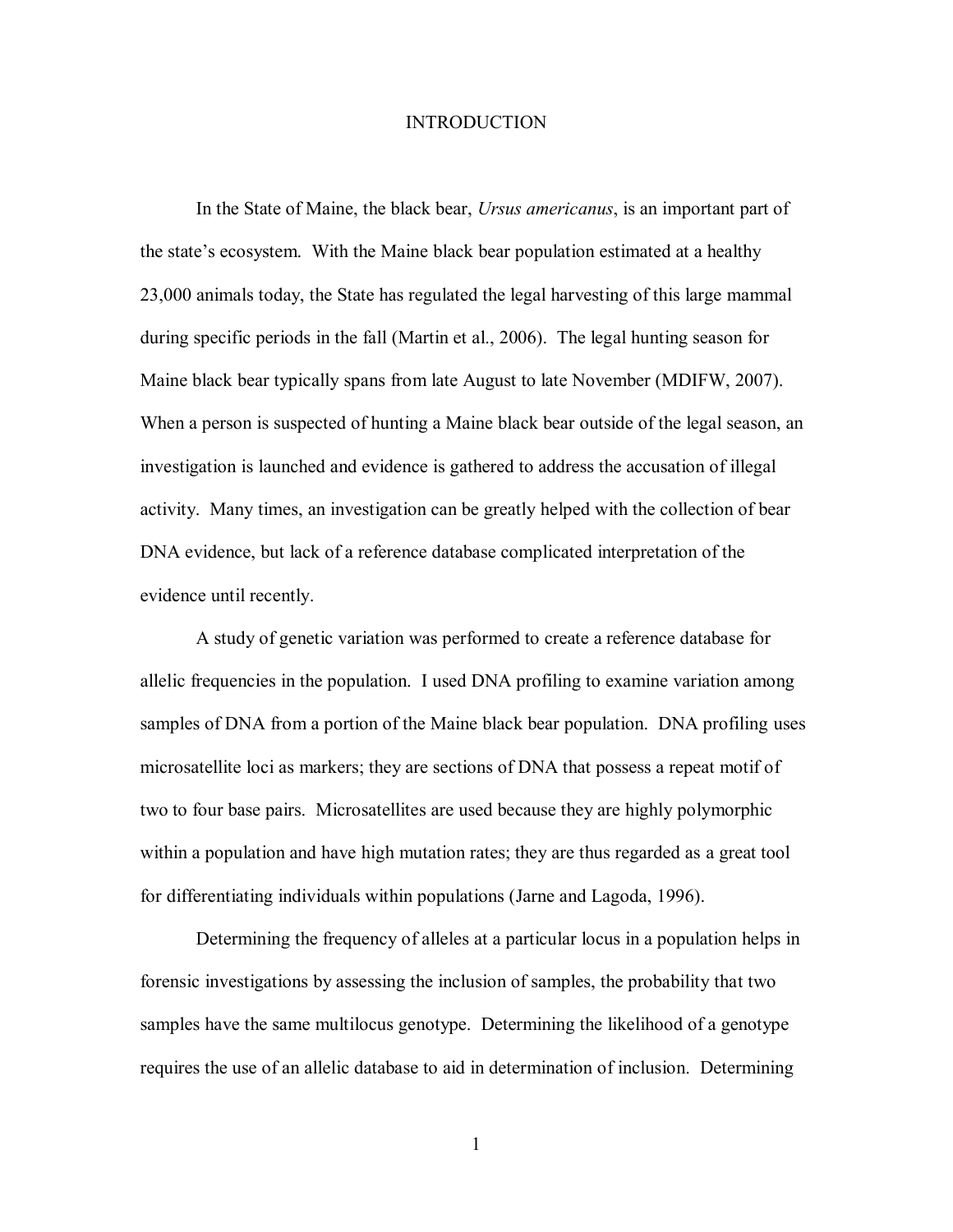# INTRODUCTION

In the State of Maine, the black bear, *Ursus americanus*, is an important part of the state's ecosystem. With the Maine black bear population estimated at a healthy 23,000 animals today, the State has regulated the legal harvesting of this large mammal during specific periods in the fall (Martin et al., 2006). The legal hunting season for Maine black bear typically spans from late August to late November (MDIFW, 2007). When a person is suspected of hunting a Maine black bear outside of the legal season, an investigation is launched and evidence is gathered to address the accusation of illegal activity. Many times, an investigation can be greatly helped with the collection of bear DNA evidence, but lack of a reference database complicated interpretation of the evidence until recently.

A study of genetic variation was performed to create a reference database for allelic frequencies in the population. I used DNA profiling to examine variation among samples of DNA from a portion of the Maine black bear population. DNA profiling uses microsatellite loci as markers; they are sections of DNA that possess a repeat motif of two to four base pairs. Microsatellites are used because they are highly polymorphic within a population and have high mutation rates; they are thus regarded as a great tool for differentiating individuals within populations (Jarne and Lagoda, 1996).

Determining the frequency of alleles at a particular locus in a population helps in forensic investigations by assessing the inclusion of samples, the probability that two samples have the same multilocus genotype. Determining the likelihood of a genotype requires the use of an allelic database to aid in determination of inclusion. Determining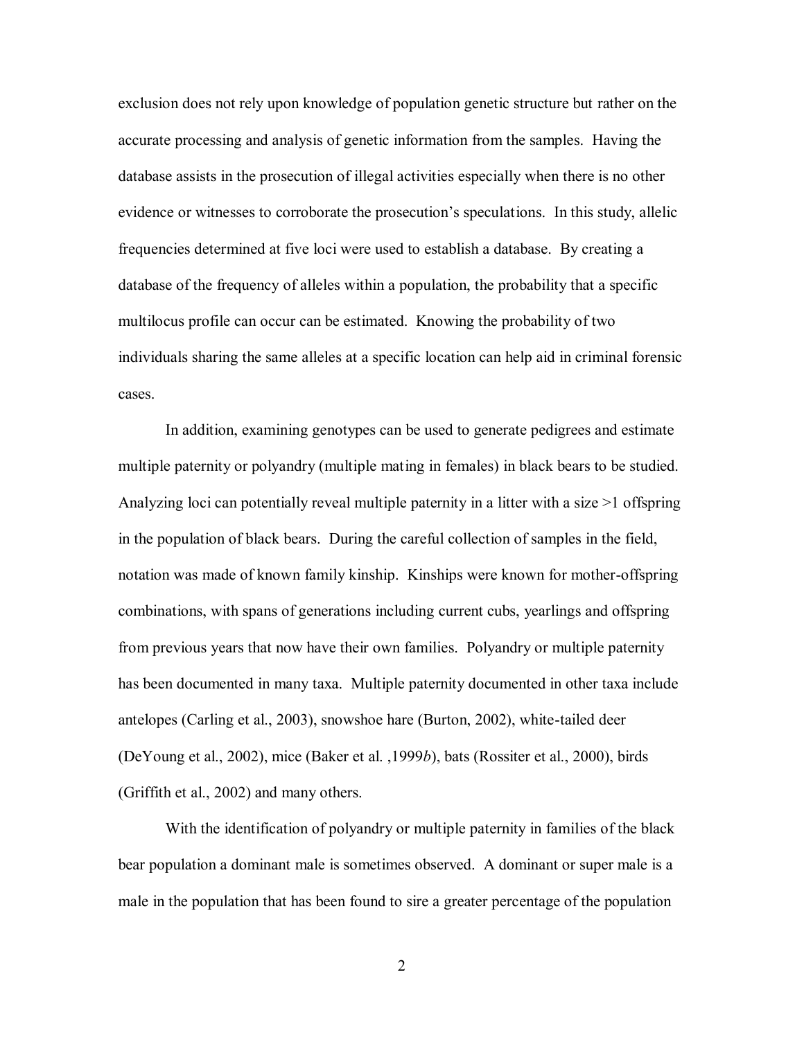exclusion does not rely upon knowledge of population genetic structure but rather on the accurate processing and analysis of genetic information from the samples. Having the database assists in the prosecution of illegal activities especially when there is no other evidence or witnesses to corroborate the prosecution's speculations. In this study, allelic frequencies determined at five loci were used to establish a database. By creating a database of the frequency of alleles within a population, the probability that a specific multilocus profile can occur can be estimated. Knowing the probability of two individuals sharing the same alleles at a specific location can help aid in criminal forensic cases.

In addition, examining genotypes can be used to generate pedigrees and estimate multiple paternity or polyandry (multiple mating in females) in black bears to be studied. Analyzing loci can potentially reveal multiple paternity in a litter with a size >1 offspring in the population of black bears. During the careful collection of samples in the field, notation was made of known family kinship. Kinships were known for mother-offspring combinations, with spans of generations including current cubs, yearlings and offspring from previous years that now have their own families. Polyandry or multiple paternity has been documented in many taxa. Multiple paternity documented in other taxa include antelopes (Carling et al., 2003), snowshoe hare (Burton, 2002), white-tailed deer (DeYoung et al., 2002), mice (Baker et al. ,1999*b*), bats (Rossiter et al., 2000), birds (Griffith et al., 2002) and many others.

With the identification of polyandry or multiple paternity in families of the black bear population a dominant male is sometimes observed. A dominant or super male is a male in the population that has been found to sire a greater percentage of the population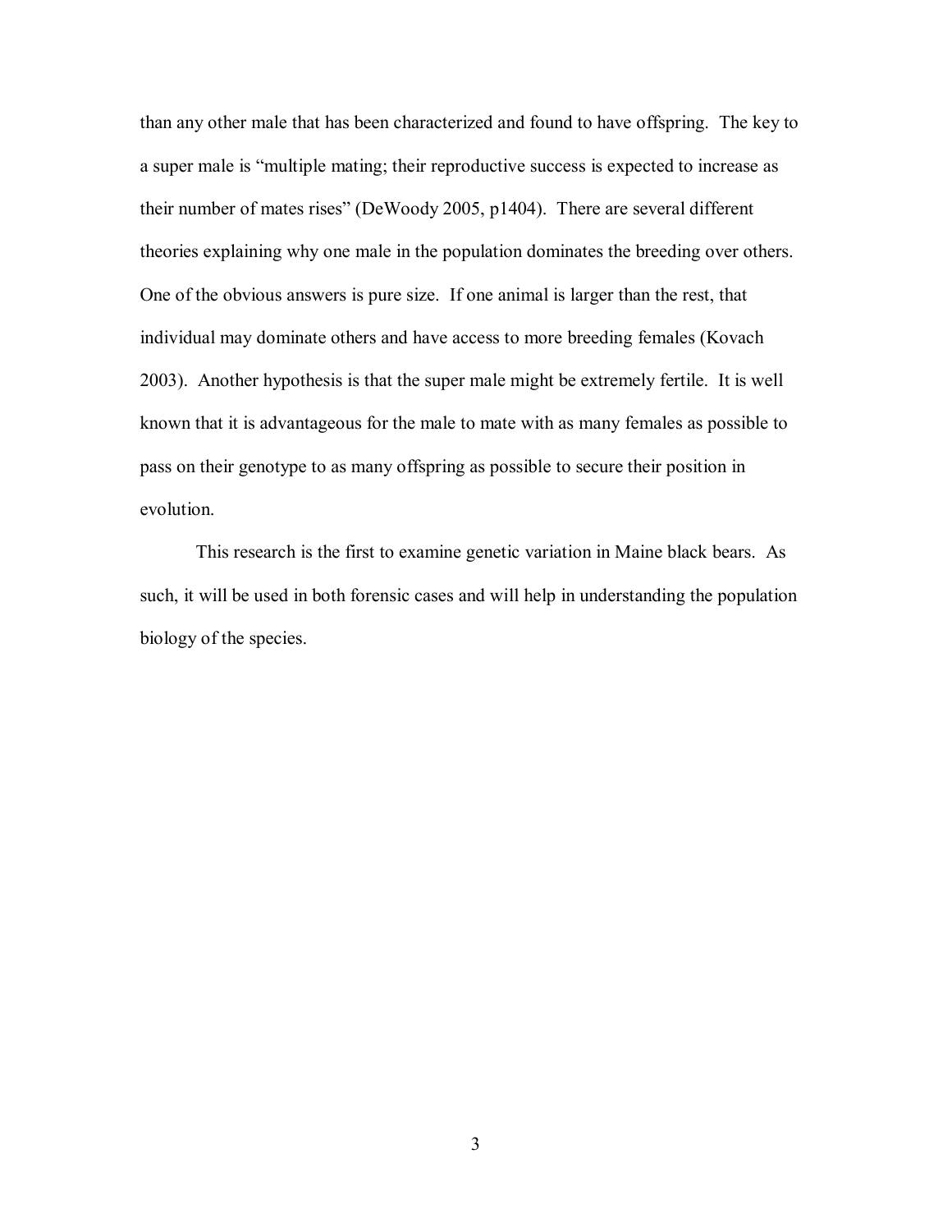than any other male that has been characterized and found to have offspring. The key to a super male is "multiple mating; their reproductive success is expected to increase as their number of mates rises" (DeWoody 2005, p1404). There are several different theories explaining why one male in the population dominates the breeding over others. One of the obvious answers is pure size. If one animal is larger than the rest, that individual may dominate others and have access to more breeding females (Kovach 2003). Another hypothesis is that the super male might be extremely fertile. It is well known that it is advantageous for the male to mate with as many females as possible to pass on their genotype to as many offspring as possible to secure their position in evolution.

This research is the first to examine genetic variation in Maine black bears. As such, it will be used in both forensic cases and will help in understanding the population biology of the species.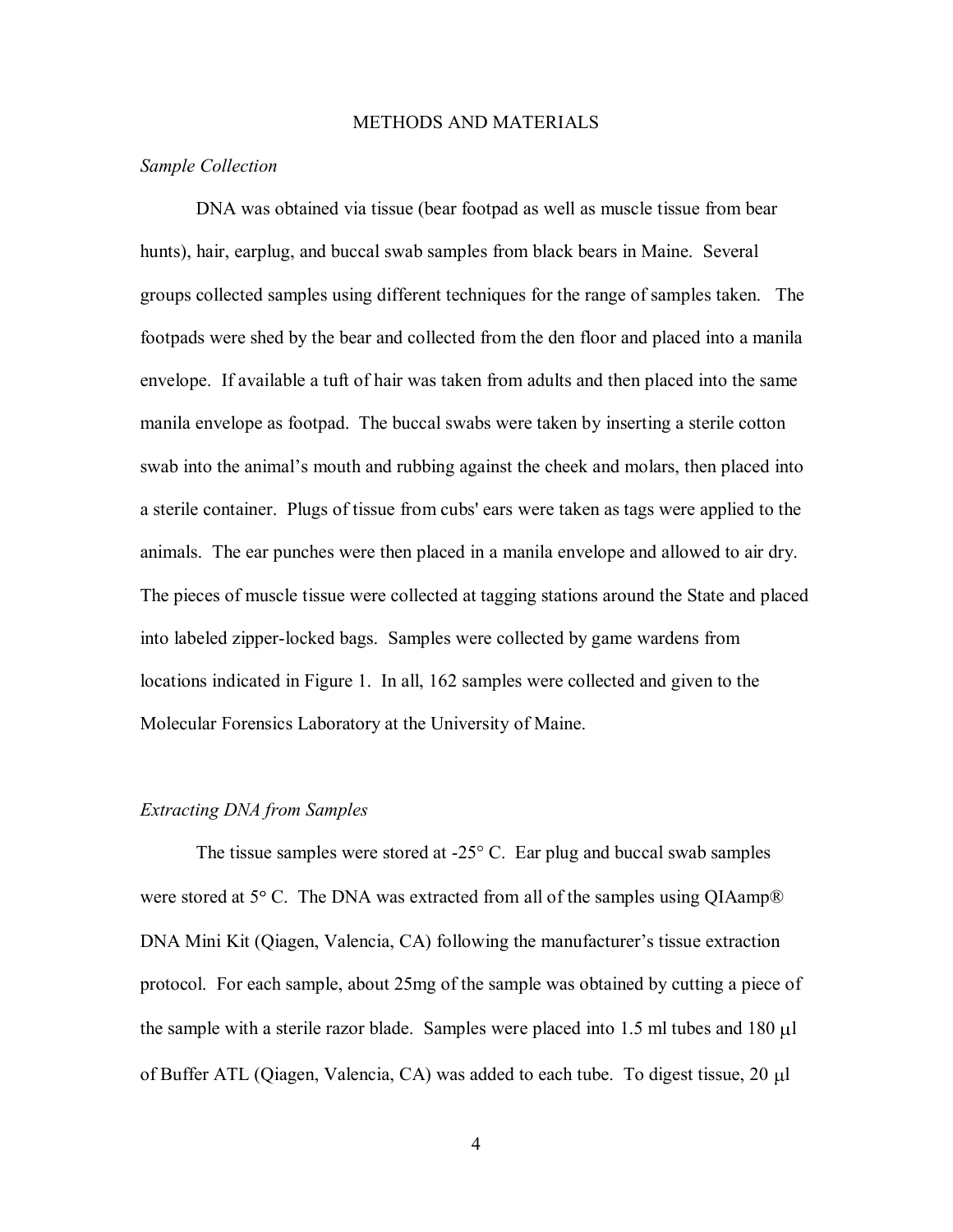# METHODS AND MATERIALS

*Sample Collection*

DNA was obtained via tissue (bear footpad as well as muscle tissue from bear hunts), hair, earplug, and buccal swab samples from black bears in Maine. Several groups collected samples using different techniques for the range of samples taken. The footpads were shed by the bear and collected from the den floor and placed into a manila envelope. If available a tuft of hair was taken from adults and then placed into the same manila envelope as footpad. The buccal swabs were taken by inserting a sterile cotton swab into the animal's mouth and rubbing against the cheek and molars, then placed into a sterile container. Plugs of tissue from cubs' ears were taken as tags were applied to the animals. The ear punches were then placed in a manila envelope and allowed to air dry. The pieces of muscle tissue were collected at tagging stations around the State and placed into labeled zipper-locked bags. Samples were collected by game wardens from locations indicated in Figure 1. In all, 162 samples were collected and given to the Molecular Forensics Laboratory at the University of Maine.

*Extracting DNA from Samples*

The tissue samples were stored at -25° C. Ear plug and buccal swab samples were stored at 5° C. The DNA was extracted from all of the samples using QIAamp® DNA Mini Kit (Qiagen, Valencia, CA) following the manufacturer's tissue extraction protocol. For each sample, about 25mg of the sample was obtained by cutting a piece of the sample with a sterile razor blade. Samples were placed into 1.5 ml tubes and 180 μl of Buffer ATL (Qiagen, Valencia, CA) was added to each tube. To digest tissue, 20 μl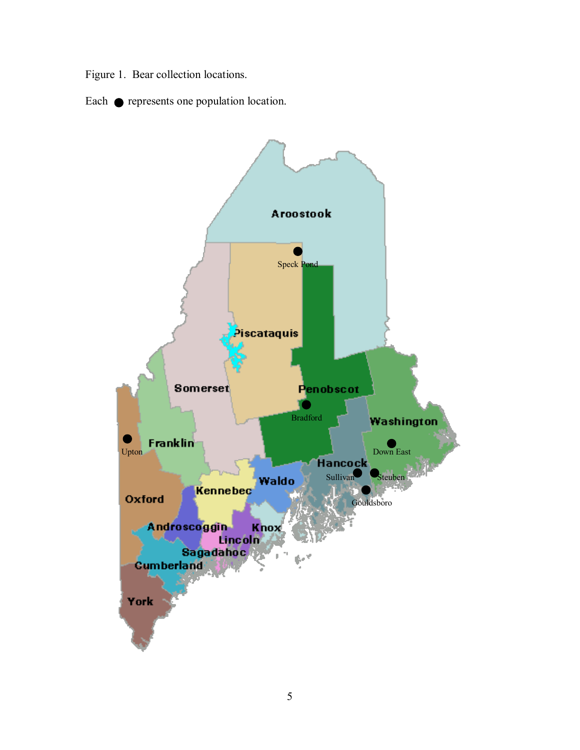Figure 1. Bear collection locations.

Each ● represents one population location.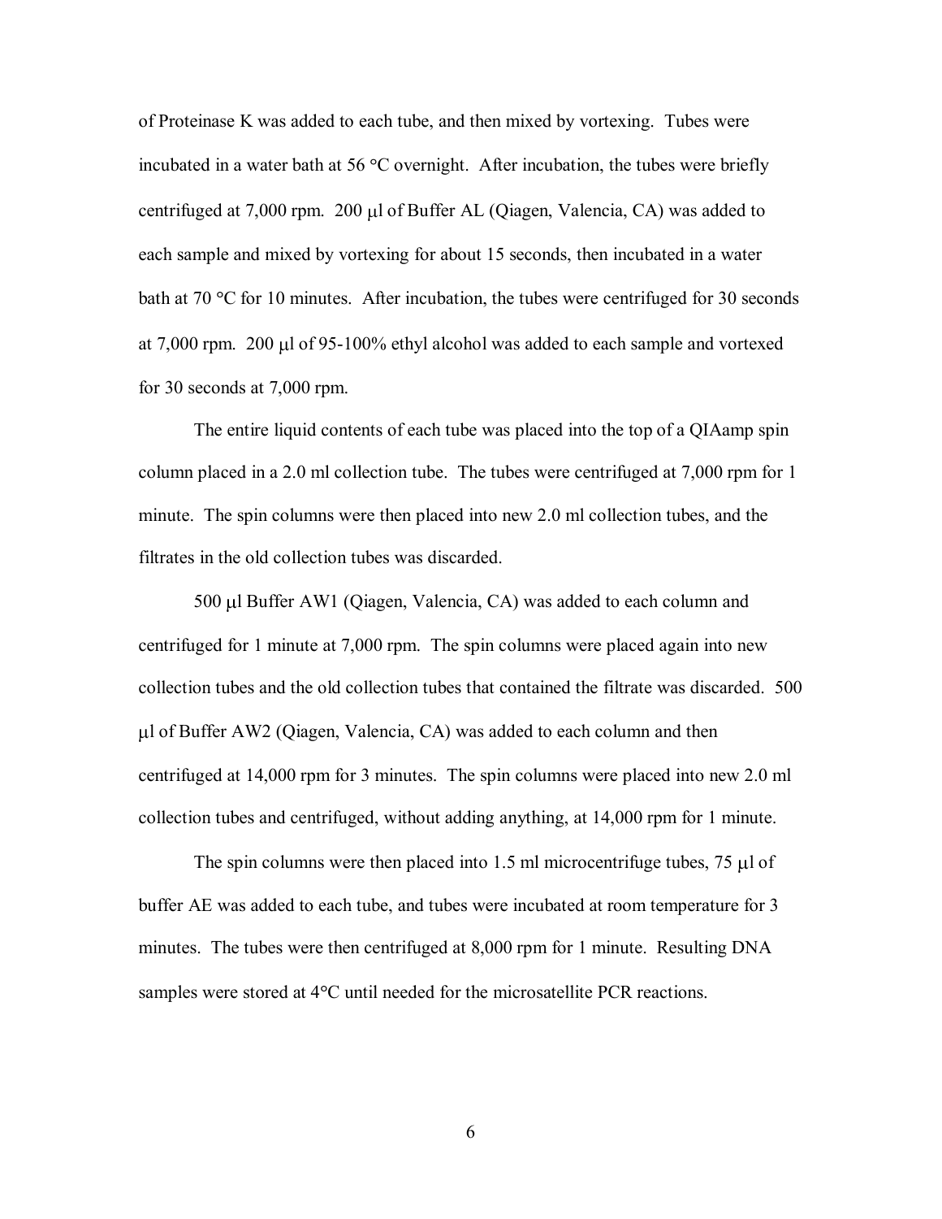of Proteinase K was added to each tube, and then mixed by vortexing. Tubes were incubated in a water bath at 56 °C overnight. After incubation, the tubes were briefly centrifuged at 7,000 rpm. 200 μl of Buffer AL (Qiagen, Valencia, CA) was added to each sample and mixed by vortexing for about 15 seconds, then incubated in a water bath at 70 °C for 10 minutes. After incubation, the tubes were centrifuged for 30 seconds at 7,000 rpm. 200 μl of 95-100% ethyl alcohol was added to each sample and vortexed for 30 seconds at 7,000 rpm.

The entire liquid contents of each tube was placed into the top of a QIAamp spin column placed in a 2.0 ml collection tube. The tubes were centrifuged at 7,000 rpm for 1 minute. The spin columns were then placed into new 2.0 ml collection tubes, and the filtrates in the old collection tubes was discarded.

500 μl Buffer AW1 (Qiagen, Valencia, CA) was added to each column and centrifuged for 1 minute at 7,000 rpm. The spin columns were placed again into new collection tubes and the old collection tubes that contained the filtrate was discarded. 500 μl of Buffer AW2 (Qiagen, Valencia, CA) was added to each column and then centrifuged at 14,000 rpm for 3 minutes. The spin columns were placed into new 2.0 ml collection tubes and centrifuged, without adding anything, at 14,000 rpm for 1 minute.

The spin columns were then placed into 1.5 ml microcentrifuge tubes, 75 μl of buffer AE was added to each tube, and tubes were incubated at room temperature for 3 minutes. The tubes were then centrifuged at 8,000 rpm for 1 minute. Resulting DNA samples were stored at 4°C until needed for the microsatellite PCR reactions.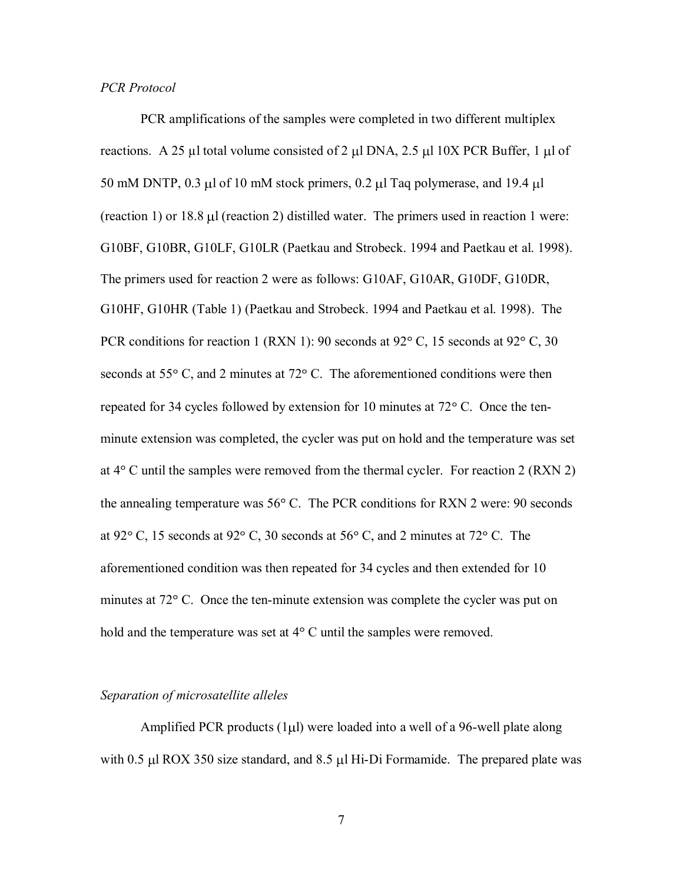*PCR Protocol*

PCR amplifications of the samples were completed in two different multiplex reactions. A 25 μl total volume consisted of 2 μl DNA, 2.5 μl 10X PCR Buffer, 1 μl of 50 mM DNTP, 0.3 μl of 10 mM stock primers, 0.2 μl Taq polymerase, and 19.4 μl (reaction 1) or 18.8 μl (reaction 2) distilled water. The primers used in reaction 1 were: G10BF, G10BR, G10LF, G10LR (Paetkau and Strobeck. 1994 and Paetkau et al. 1998). The primers used for reaction 2 were as follows: G10AF, G10AR, G10DF, G10DR, G10HF, G10HR (Table 1) (Paetkau and Strobeck. 1994 and Paetkau et al. 1998). The PCR conditions for reaction 1 (RXN 1): 90 seconds at 92° C, 15 seconds at 92° C, 30 seconds at 55° C, and 2 minutes at 72° C. The aforementioned conditions were then repeated for 34 cycles followed by extension for 10 minutes at 72° C. Once the ten-minute extension was completed, the cycler was put on hold and the temperature was set at 4° C until the samples were removed from the thermal cycler. For reaction 2 (RXN 2) the annealing temperature was 56° C. The PCR conditions for RXN 2 were: 90 seconds at 92° C, 15 seconds at 92° C, 30 seconds at 56° C, and 2 minutes at 72° C. The aforementioned condition was then repeated for 34 cycles and then extended for 10 minutes at 72° C. Once the ten-minute extension was complete the cycler was put on hold and the temperature was set at 4° C until the samples were removed.

*Separation of microsatellite alleles*

Amplified PCR products (1μl) were loaded into a well of a 96-well plate along with 0.5 μl ROX 350 size standard, and 8.5 μl Hi-Di Formamide. The prepared plate was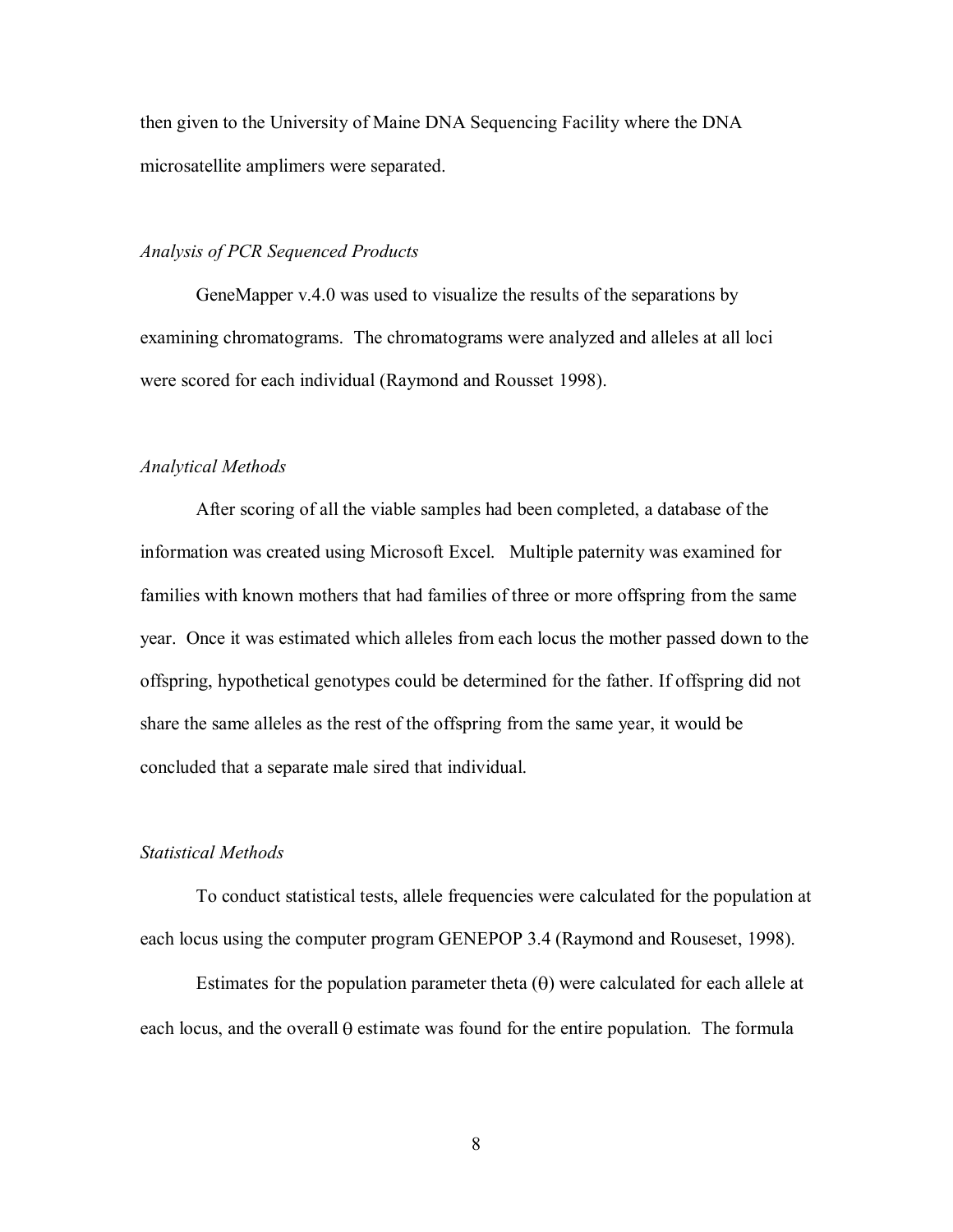then given to the University of Maine DNA Sequencing Facility where the DNA microsatellite amplimers were separated.

### *Analysis of PCR Sequenced Products*

GeneMapper v.4.0 was used to visualize the results of the separations by examining chromatograms. The chromatograms were analyzed and alleles at all loci were scored for each individual (Raymond and Rousset 1998).

### *Analytical Methods*

After scoring of all the viable samples had been completed, a database of the information was created using Microsoft Excel. Multiple paternity was examined for families with known mothers that had families of three or more offspring from the same year. Once it was estimated which alleles from each locus the mother passed down to the offspring, hypothetical genotypes could be determined for the father. If offspring did not share the same alleles as the rest of the offspring from the same year, it would be concluded that a separate male sired that individual.

### *Statistical Methods*

To conduct statistical tests, allele frequencies were calculated for the population at each locus using the computer program GENEPOP 3.4 (Raymond and Rouseset, 1998).

Estimates for the population parameter theta ($\theta$) were calculated for each allele at each locus, and the overall $\theta$ estimate was found for the entire population. The formula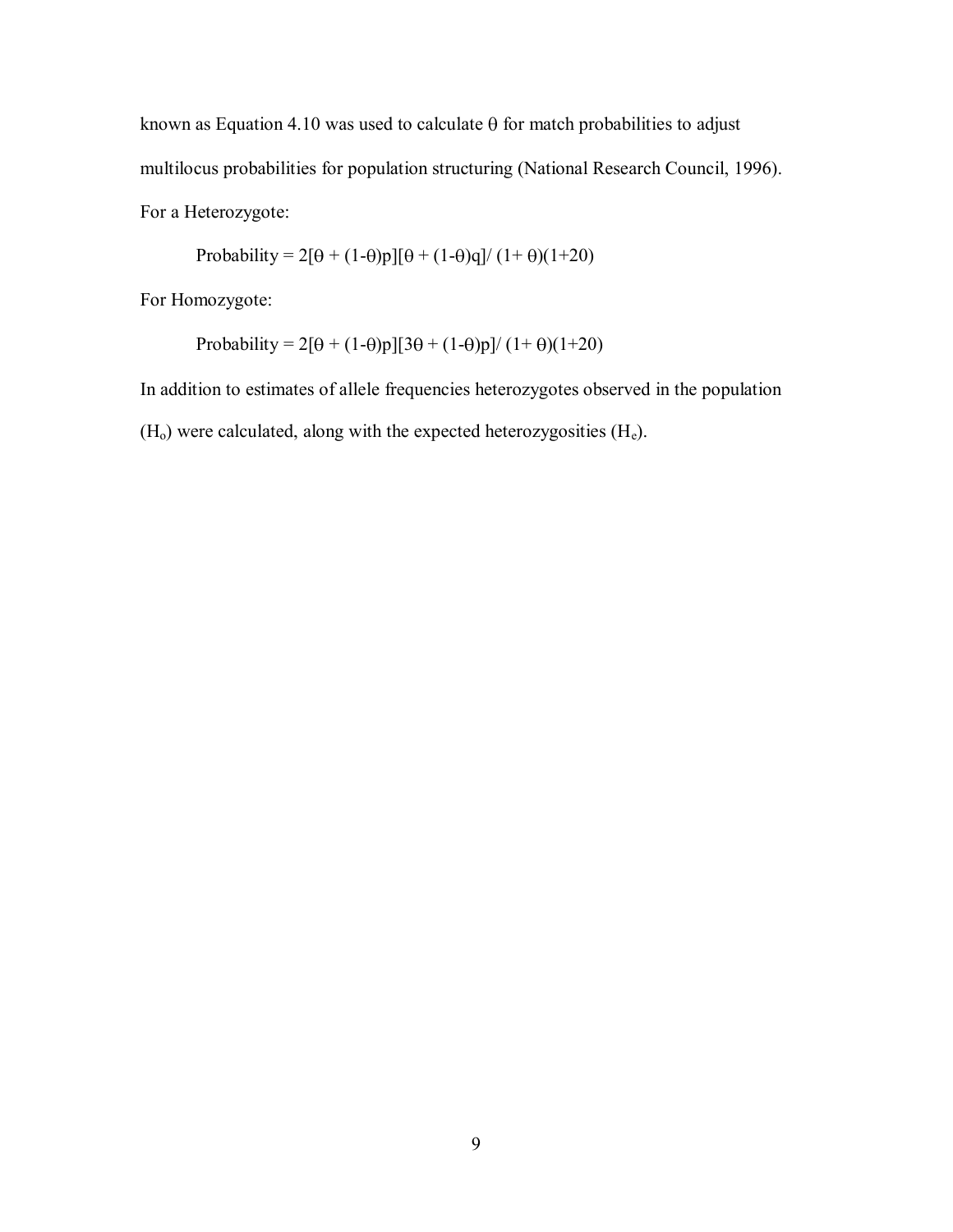known as Equation 4.10 was used to calculate θ for match probabilities to adjust multilocus probabilities for population structuring (National Research Council, 1996).

For a Heterozygote:

$$\text{Probability} = 2[\theta + (1\text{-}\theta)p][\theta + (1\text{-}\theta)q]/ (1+ \theta)(1+20)$$

For Homozygote:

$$\text{Probability} = 2[\theta + (1\text{-}\theta)p][3\theta + (1\text{-}\theta)p]/ (1+ \theta)(1+20)$$

In addition to estimates of allele frequencies heterozygotes observed in the population ($H_o$) were calculated, along with the expected heterozygosities ($H_e$).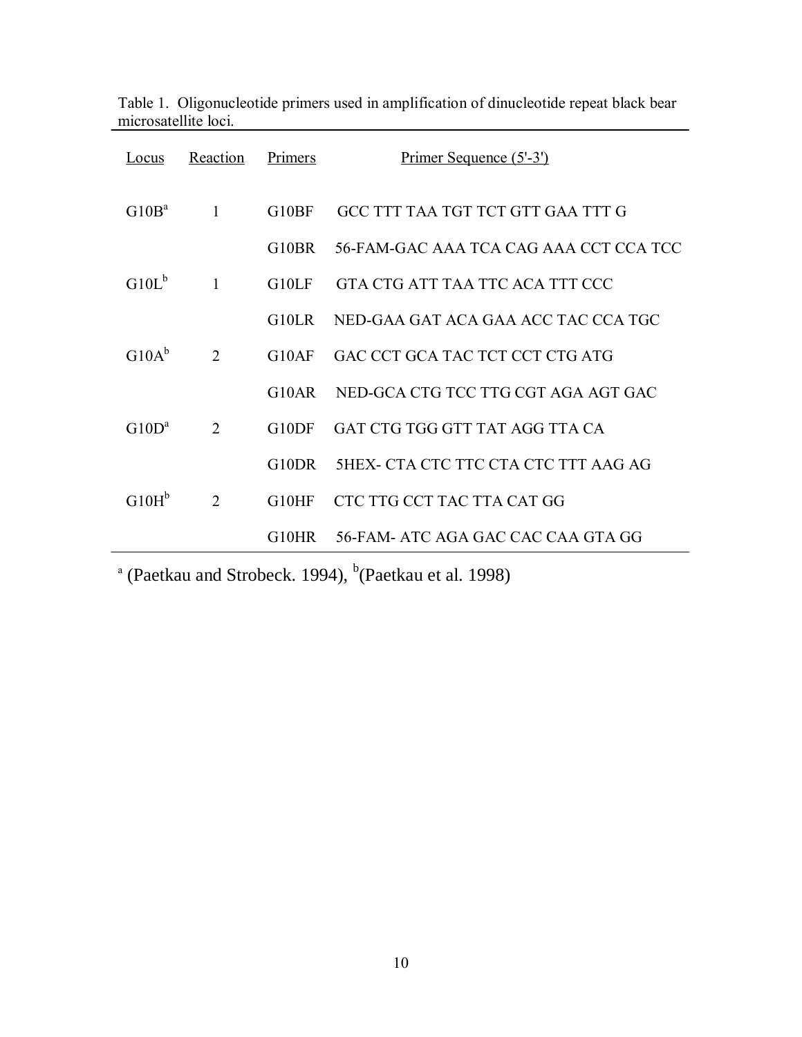Table 1. Oligonucleotide primers used in amplification of dinucleotide repeat black bear microsatellite loci.

| Locus | Reaction | Primers | Primer Sequence (5'-3') |
|---|---|---|---|
| G10B[a] | 1 | G10BF | GCC TTT TAA TGT TCT GTT GAA TTT G |
| | | G10BR | 56-FAM-GAC AAA TCA CAG AAA CCT CCA TCC |
| G10L[b] | 1 | G10LF | GTA CTG ATT TAA TTC ACA TTT CCC |
| | | G10LR | NED-GAA GAT ACA GAA ACC TAC CCA TGC |
| G10A[b] | 2 | G10AF | GAC CCT GCA TAC TCT CCT CTG ATG |
| | | G10AR | NED-GCA CTG TCC TTG CGT AGA AGT GAC |
| G10D[a] | 2 | G10DF | GAT CTG TGG GTT TAT AGG TTA CA |
| | | G10DR | 5HEX- CTA CTC TTC CTA CTC TTT AAG AG |
| G10H[b] | 2 | G10HF | CTC TTG CCT TAC TTA CAT GG |
| | | G10HR | 56-FAM- ATC AGA GAC CAC CAA GTA GG |

[a] (Paetkau and Strobeck. 1994), [b](Paetkau et al. 1998)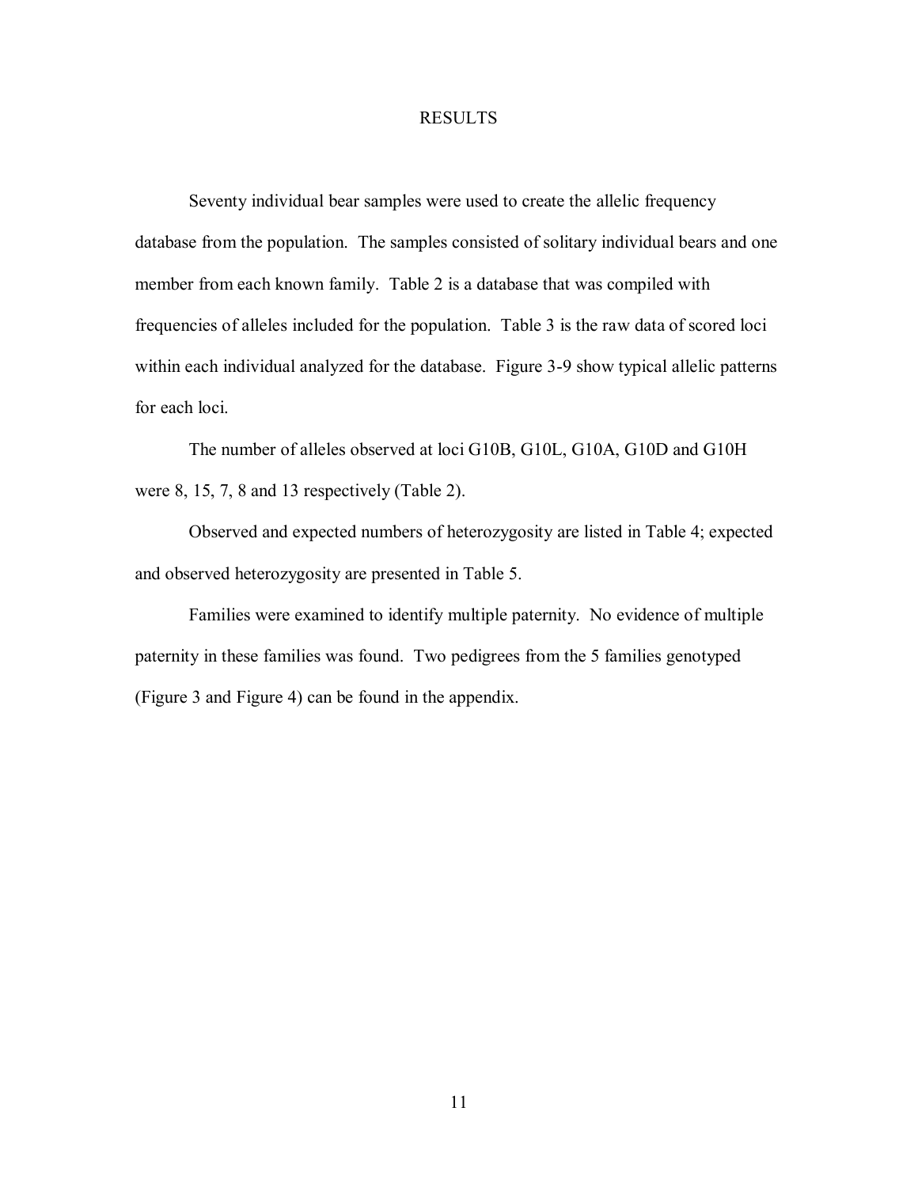# RESULTS

Seventy individual bear samples were used to create the allelic frequency database from the population. The samples consisted of solitary individual bears and one member from each known family. Table 2 is a database that was compiled with frequencies of alleles included for the population. Table 3 is the raw data of scored loci within each individual analyzed for the database. Figure 3-9 show typical allelic patterns for each loci.

The number of alleles observed at loci G10B, G10L, G10A, G10D and G10H were 8, 15, 7, 8 and 13 respectively (Table 2).

Observed and expected numbers of heterozygosity are listed in Table 4; expected and observed heterozygosity are presented in Table 5.

Families were examined to identify multiple paternity. No evidence of multiple paternity in these families was found. Two pedigrees from the 5 families genotyped (Figure 3 and Figure 4) can be found in the appendix.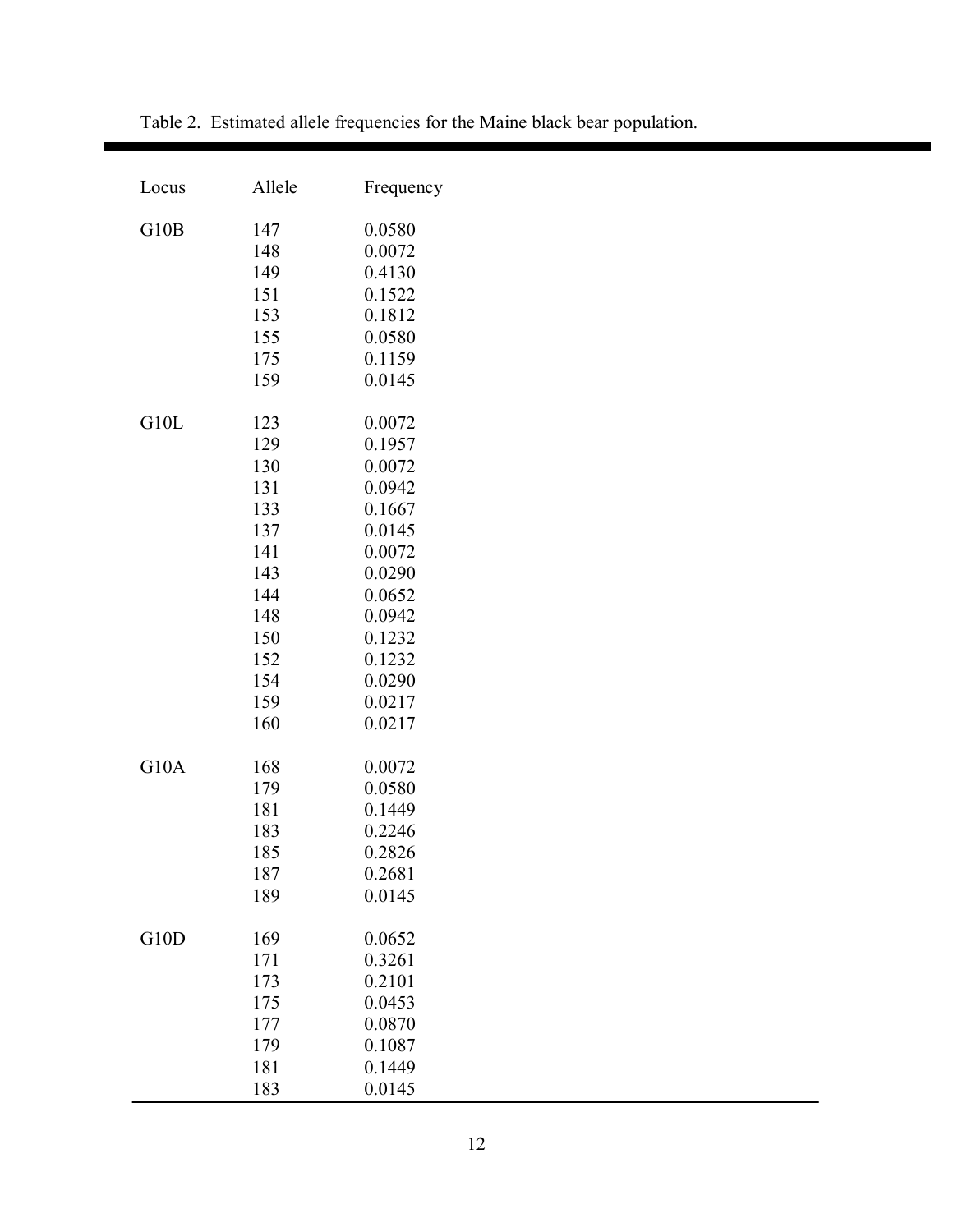Table 2. Estimated allele frequencies for the Maine black bear population.

| Locus | Allele | Frequency |
|---|---|---|
| G10B | 147 | 0.0580 |
| | 148 | 0.0072 |
| | 149 | 0.4130 |
| | 151 | 0.1522 |
| | 153 | 0.1812 |
| | 155 | 0.0580 |
| | 175 | 0.1159 |
| | 159 | 0.0145 |
| G10L | 123 | 0.0072 |
| | 129 | 0.1957 |
| | 130 | 0.0072 |
| | 131 | 0.0942 |
| | 133 | 0.1667 |
| | 137 | 0.0145 |
| | 141 | 0.0072 |
| | 143 | 0.0290 |
| | 144 | 0.0652 |
| | 148 | 0.0942 |
| | 150 | 0.1232 |
| | 152 | 0.1232 |
| | 154 | 0.0290 |
| | 159 | 0.0217 |
| | 160 | 0.0217 |
| G10A | 168 | 0.0072 |
| | 179 | 0.0580 |
| | 181 | 0.1449 |
| | 183 | 0.2246 |
| | 185 | 0.2826 |
| | 187 | 0.2681 |
| | 189 | 0.0145 |
| G10D | 169 | 0.0652 |
| | 171 | 0.3261 |
| | 173 | 0.2101 |
| | 175 | 0.0453 |
| | 177 | 0.0870 |
| | 179 | 0.1087 |
| | 181 | 0.1449 |
| | 183 | 0.0145 |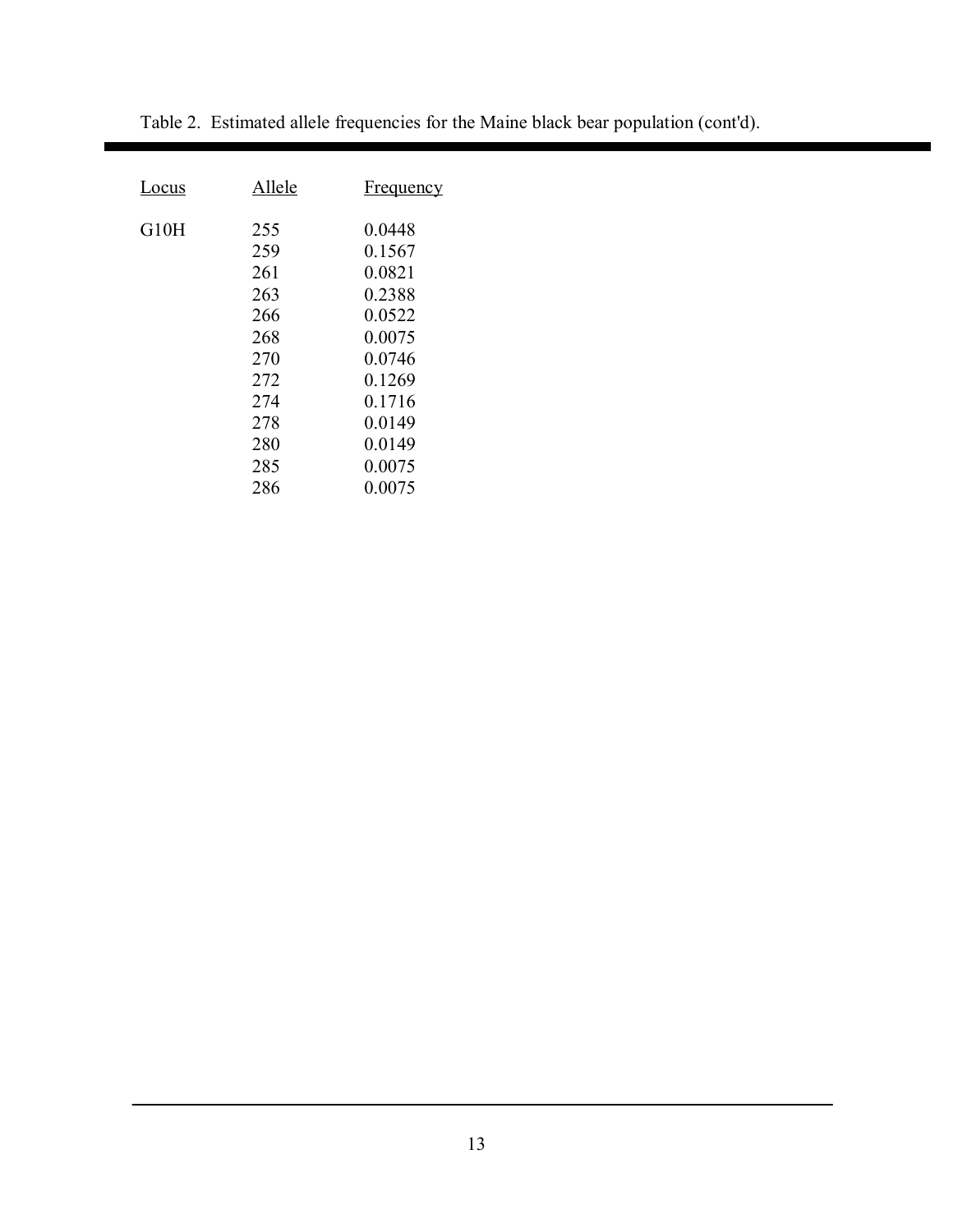Table 2. Estimated allele frequencies for the Maine black bear population (cont'd).

| Locus | Allele | Frequency |
|---|---|---|
| G10H | 255 | 0.0448 |
| | 259 | 0.1567 |
| | 261 | 0.0821 |
| | 263 | 0.2388 |
| | 266 | 0.0522 |
| | 268 | 0.0075 |
| | 270 | 0.0746 |
| | 272 | 0.1269 |
| | 274 | 0.1716 |
| | 278 | 0.0149 |
| | 280 | 0.0149 |
| | 285 | 0.0075 |
| | 286 | 0.0075 |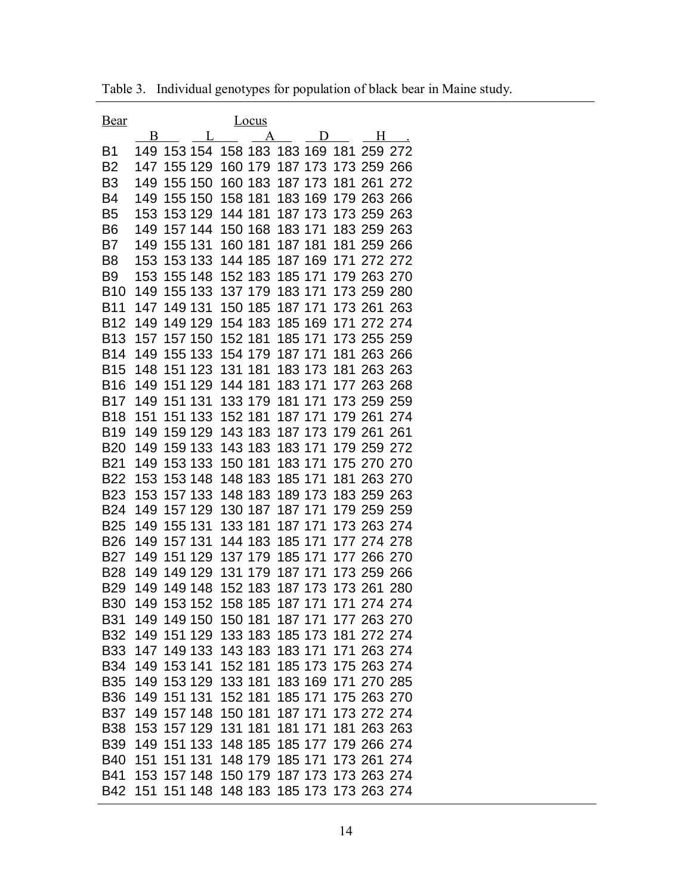Table 3. Individual genotypes for population of black bear in Maine study.

| Bear | Locus | | | | | | | | | |
|---|---|---|---|---|---|---|---|---|---|---|
| | B | | L | | A | | D | | H | |
| B1 | 149 | 153 | 154 | 158 | 183 | 183 | 169 | 181 | 259 | 272 |
| B2 | 147 | 155 | 129 | 160 | 179 | 187 | 173 | 173 | 259 | 266 |
| B3 | 149 | 155 | 150 | 160 | 183 | 187 | 173 | 181 | 261 | 272 |
| B4 | 149 | 155 | 150 | 158 | 181 | 183 | 169 | 179 | 263 | 266 |
| B5 | 153 | 153 | 129 | 144 | 181 | 187 | 173 | 173 | 259 | 263 |
| B6 | 149 | 157 | 144 | 150 | 168 | 183 | 171 | 183 | 259 | 263 |
| B7 | 149 | 155 | 131 | 160 | 181 | 187 | 181 | 181 | 259 | 266 |
| B8 | 153 | 153 | 133 | 144 | 185 | 187 | 169 | 171 | 272 | 272 |
| B9 | 153 | 155 | 148 | 152 | 183 | 185 | 171 | 179 | 263 | 270 |
| B10 | 149 | 155 | 133 | 137 | 179 | 183 | 171 | 173 | 259 | 280 |
| B11 | 147 | 149 | 131 | 150 | 185 | 187 | 171 | 173 | 261 | 263 |
| B12 | 149 | 149 | 129 | 154 | 183 | 185 | 169 | 171 | 272 | 274 |
| B13 | 157 | 157 | 150 | 152 | 181 | 185 | 171 | 173 | 255 | 259 |
| B14 | 149 | 155 | 133 | 154 | 179 | 187 | 171 | 181 | 263 | 266 |
| B15 | 148 | 151 | 123 | 131 | 181 | 183 | 173 | 181 | 263 | 263 |
| B16 | 149 | 151 | 129 | 144 | 181 | 183 | 171 | 177 | 263 | 268 |
| B17 | 149 | 151 | 131 | 133 | 179 | 181 | 171 | 173 | 259 | 259 |
| B18 | 151 | 151 | 133 | 152 | 181 | 187 | 171 | 179 | 261 | 274 |
| B19 | 149 | 159 | 129 | 143 | 183 | 187 | 173 | 179 | 261 | 261 |
| B20 | 149 | 159 | 133 | 143 | 183 | 183 | 171 | 179 | 259 | 272 |
| B21 | 149 | 153 | 133 | 150 | 181 | 183 | 171 | 175 | 270 | 270 |
| B22 | 153 | 153 | 148 | 148 | 183 | 185 | 171 | 181 | 263 | 270 |
| B23 | 153 | 157 | 133 | 148 | 183 | 189 | 173 | 183 | 259 | 263 |
| B24 | 149 | 157 | 129 | 130 | 187 | 187 | 171 | 179 | 259 | 259 |
| B25 | 149 | 155 | 131 | 133 | 181 | 187 | 171 | 173 | 263 | 274 |
| B26 | 149 | 157 | 131 | 144 | 183 | 185 | 171 | 177 | 274 | 278 |
| B27 | 149 | 151 | 129 | 137 | 179 | 185 | 171 | 177 | 266 | 270 |
| B28 | 149 | 149 | 129 | 131 | 179 | 187 | 171 | 173 | 259 | 266 |
| B29 | 149 | 149 | 148 | 152 | 183 | 187 | 173 | 173 | 261 | 280 |
| B30 | 149 | 153 | 152 | 158 | 185 | 187 | 171 | 171 | 274 | 274 |
| B31 | 149 | 149 | 150 | 150 | 181 | 187 | 171 | 177 | 263 | 270 |
| B32 | 149 | 151 | 129 | 133 | 183 | 185 | 173 | 181 | 272 | 274 |
| B33 | 147 | 149 | 133 | 143 | 183 | 183 | 171 | 171 | 263 | 274 |
| B34 | 149 | 153 | 141 | 152 | 181 | 185 | 173 | 175 | 263 | 274 |
| B35 | 149 | 153 | 129 | 133 | 181 | 183 | 169 | 171 | 270 | 285 |
| B36 | 149 | 151 | 131 | 152 | 181 | 185 | 171 | 175 | 263 | 270 |
| B37 | 149 | 157 | 148 | 150 | 181 | 187 | 171 | 173 | 272 | 274 |
| B38 | 153 | 157 | 129 | 131 | 181 | 181 | 171 | 181 | 263 | 263 |
| B39 | 149 | 151 | 133 | 148 | 185 | 185 | 177 | 179 | 266 | 274 |
| B40 | 151 | 151 | 131 | 148 | 179 | 185 | 171 | 173 | 261 | 274 |
| B41 | 153 | 157 | 148 | 150 | 179 | 187 | 173 | 173 | 263 | 274 |
| B42 | 151 | 151 | 148 | 148 | 183 | 185 | 173 | 173 | 263 | 274 |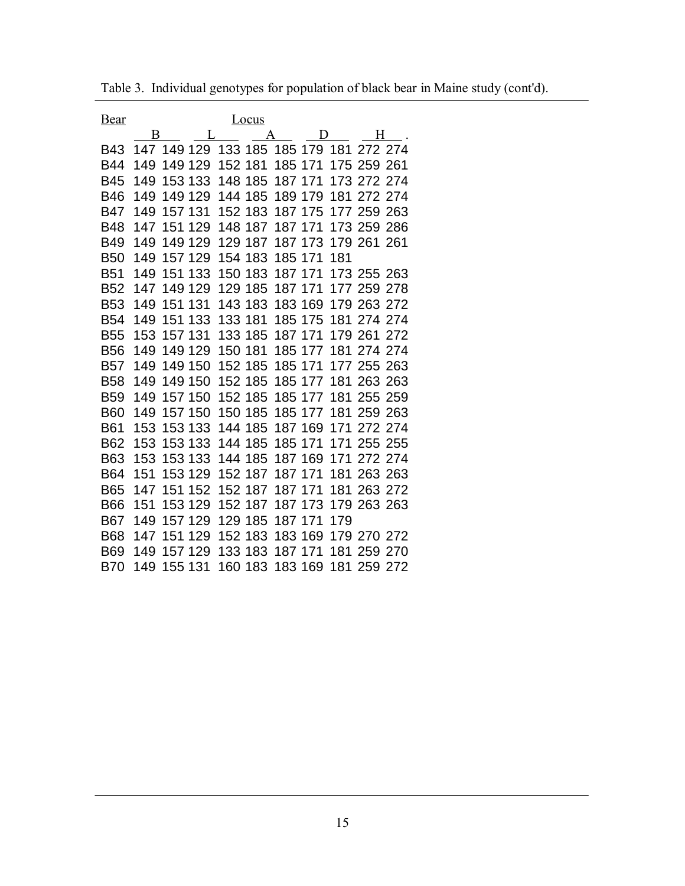Table 3. Individual genotypes for population of black bear in Maine study (cont'd).

| Bear | Locus | | | | | | | | | |
|---|---|---|---|---|---|---|---|---|---|---|
| | B | | L | | A | | D | | H | |
| B43 | 147 | 149 | 129 | 133 | 185 | 185 | 179 | 181 | 272 | 274 |
| B44 | 149 | 149 | 129 | 152 | 181 | 185 | 171 | 175 | 259 | 261 |
| B45 | 149 | 153 | 133 | 148 | 185 | 187 | 171 | 173 | 272 | 274 |
| B46 | 149 | 149 | 129 | 144 | 185 | 189 | 179 | 181 | 272 | 274 |
| B47 | 149 | 157 | 131 | 152 | 183 | 187 | 175 | 177 | 259 | 263 |
| B48 | 147 | 151 | 129 | 148 | 187 | 187 | 171 | 173 | 259 | 286 |
| B49 | 149 | 149 | 129 | 129 | 187 | 187 | 173 | 179 | 261 | 261 |
| B50 | 149 | 157 | 129 | 154 | 183 | 185 | 171 | 181 | | |
| B51 | 149 | 151 | 133 | 150 | 183 | 187 | 171 | 173 | 255 | 263 |
| B52 | 147 | 149 | 129 | 129 | 185 | 187 | 171 | 177 | 259 | 278 |
| B53 | 149 | 151 | 131 | 143 | 183 | 183 | 169 | 179 | 263 | 272 |
| B54 | 149 | 151 | 133 | 133 | 181 | 185 | 175 | 181 | 274 | 274 |
| B55 | 153 | 157 | 131 | 133 | 185 | 187 | 171 | 179 | 261 | 272 |
| B56 | 149 | 149 | 129 | 150 | 181 | 185 | 177 | 181 | 274 | 274 |
| B57 | 149 | 149 | 150 | 152 | 185 | 185 | 171 | 177 | 255 | 263 |
| B58 | 149 | 149 | 150 | 152 | 185 | 185 | 177 | 181 | 263 | 263 |
| B59 | 149 | 157 | 150 | 152 | 185 | 185 | 177 | 181 | 255 | 259 |
| B60 | 149 | 157 | 150 | 150 | 185 | 185 | 177 | 181 | 259 | 263 |
| B61 | 153 | 153 | 133 | 144 | 185 | 187 | 169 | 171 | 272 | 274 |
| B62 | 153 | 153 | 133 | 144 | 185 | 185 | 171 | 171 | 255 | 255 |
| B63 | 153 | 153 | 133 | 144 | 185 | 187 | 169 | 171 | 272 | 274 |
| B64 | 151 | 153 | 129 | 152 | 187 | 187 | 171 | 181 | 263 | 263 |
| B65 | 147 | 151 | 152 | 152 | 187 | 187 | 171 | 181 | 263 | 272 |
| B66 | 151 | 153 | 129 | 152 | 187 | 187 | 173 | 179 | 263 | 263 |
| B67 | 149 | 157 | 129 | 129 | 185 | 187 | 171 | 179 | | |
| B68 | 147 | 151 | 129 | 152 | 183 | 183 | 169 | 179 | 270 | 272 |
| B69 | 149 | 157 | 129 | 133 | 183 | 187 | 171 | 181 | 259 | 270 |
| B70 | 149 | 155 | 131 | 160 | 183 | 183 | 169 | 181 | 259 | 272 |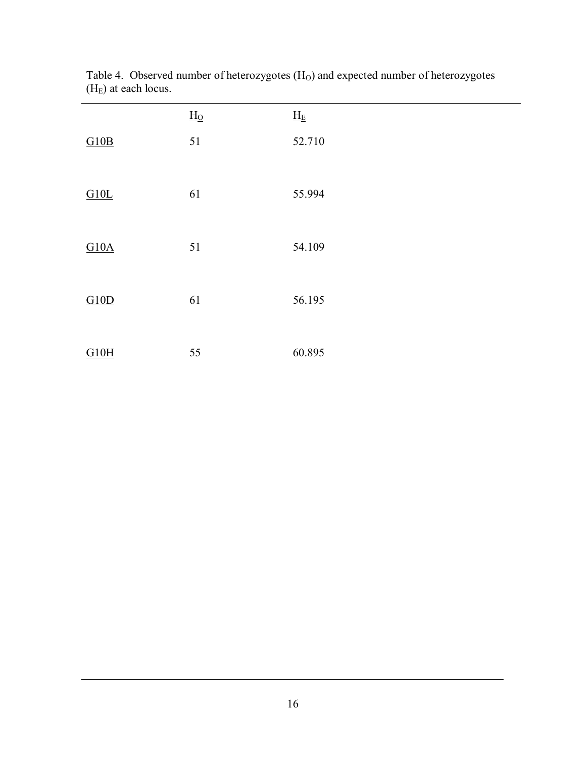Table 4. Observed number of heterozygotes ($H_O$) and expected number of heterozygotes ($H_E$) at each locus.

| | $H_O$ | $H_E$ |
|---|---|---|
| G10B | 51 | 52.710 |
| G10L | 61 | 55.994 |
| G10A | 51 | 54.109 |
| G10D | 61 | 56.195 |
| G10H | 55 | 60.895 |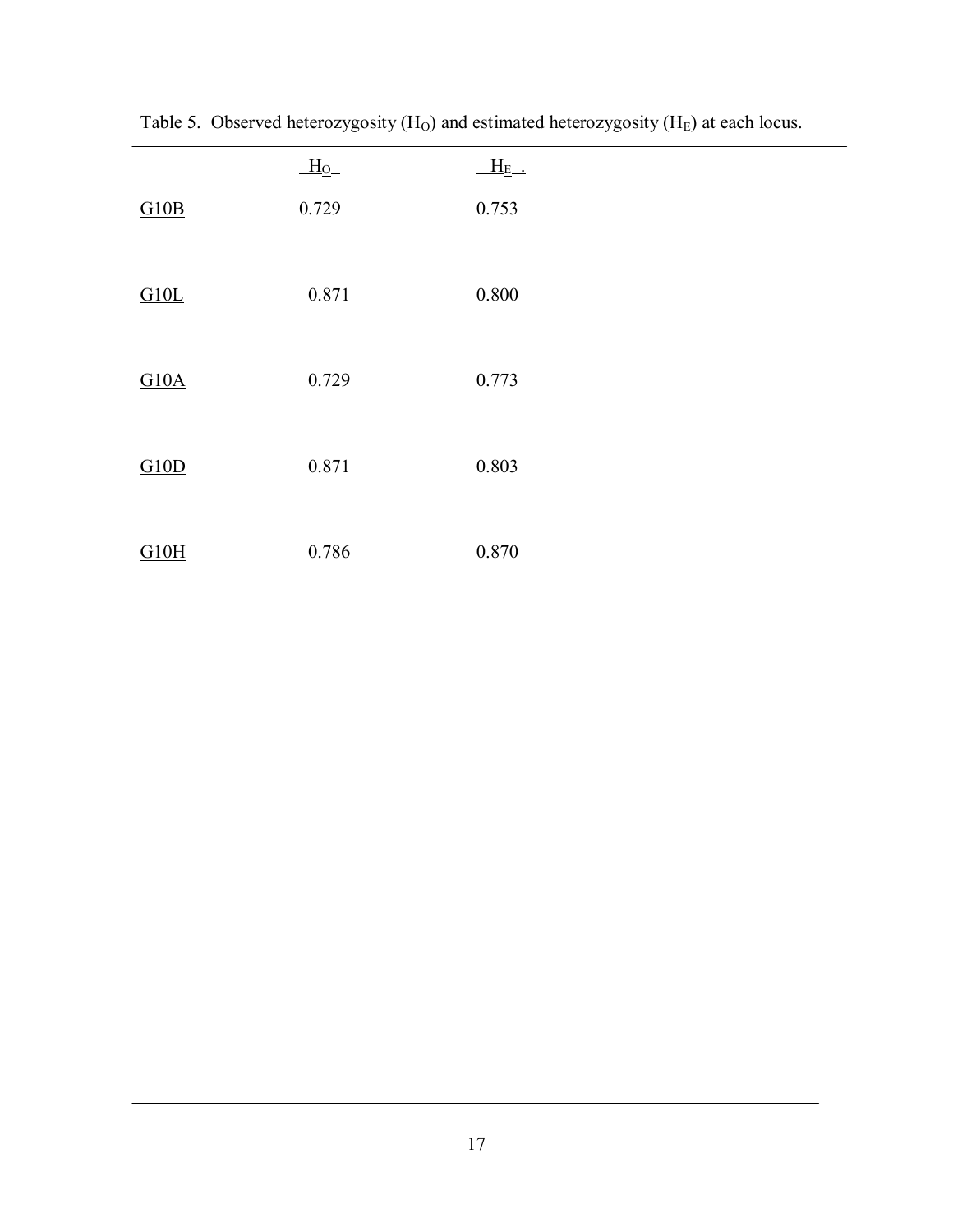Table 5. Observed heterozygosity ($H_O$) and estimated heterozygosity ($H_E$) at each locus.

| | $H_O$ | $H_E$ |
|---|---|---|
| G10B | 0.729 | 0.753 |
| G10L | 0.871 | 0.800 |
| G10A | 0.729 | 0.773 |
| G10D | 0.871 | 0.803 |
| G10H | 0.786 | 0.870 |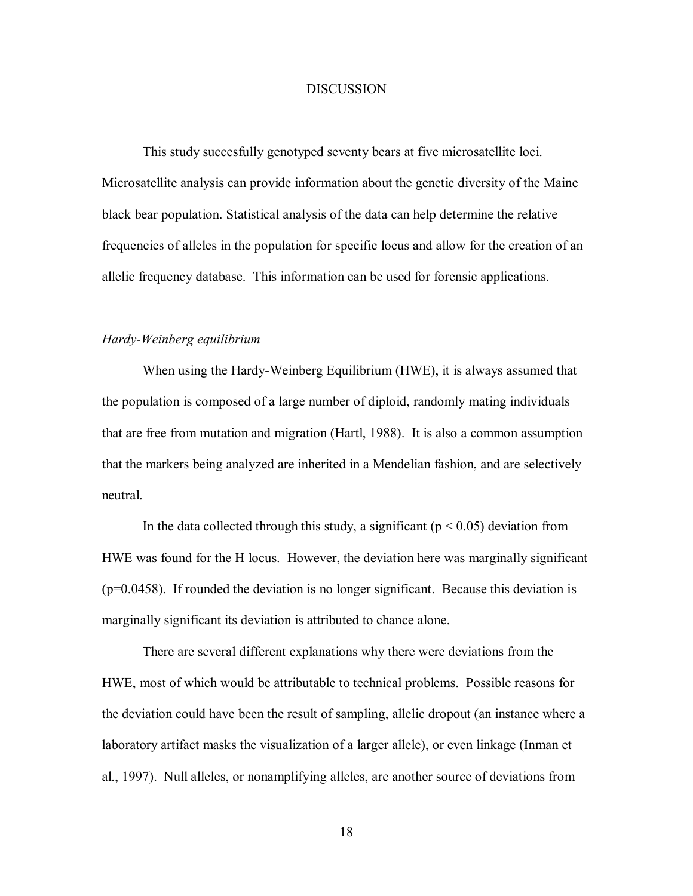# DISCUSSION

This study succesfully genotyped seventy bears at five microsatellite loci. Microsatellite analysis can provide information about the genetic diversity of the Maine black bear population. Statistical analysis of the data can help determine the relative frequencies of alleles in the population for specific locus and allow for the creation of an allelic frequency database. This information can be used for forensic applications.

## *Hardy-Weinberg equilibrium*

When using the Hardy-Weinberg Equilibrium (HWE), it is always assumed that the population is composed of a large number of diploid, randomly mating individuals that are free from mutation and migration (Hartl, 1988). It is also a common assumption that the markers being analyzed are inherited in a Mendelian fashion, and are selectively neutral.

In the data collected through this study, a significant ($p < 0.05$) deviation from HWE was found for the H locus. However, the deviation here was marginally significant ($p=0.0458$). If rounded the deviation is no longer significant. Because this deviation is marginally significant its deviation is attributed to chance alone.

There are several different explanations why there were deviations from the HWE, most of which would be attributable to technical problems. Possible reasons for the deviation could have been the result of sampling, allelic dropout (an instance where a laboratory artifact masks the visualization of a larger allele), or even linkage (Inman et al., 1997). Null alleles, or nonamplifying alleles, are another source of deviations from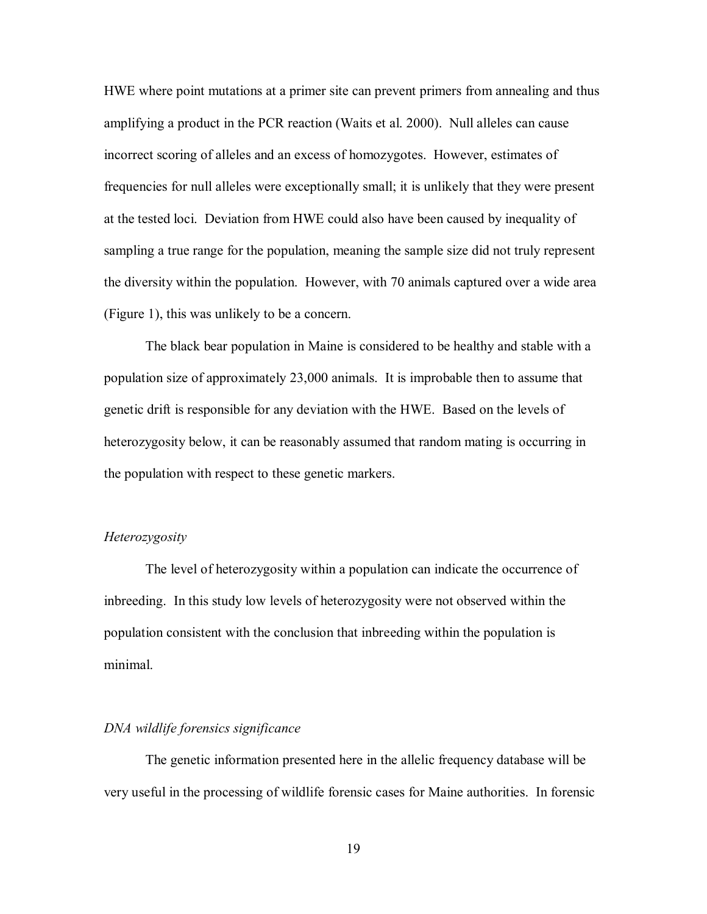HWE where point mutations at a primer site can prevent primers from annealing and thus amplifying a product in the PCR reaction (Waits et al. 2000). Null alleles can cause incorrect scoring of alleles and an excess of homozygotes. However, estimates of frequencies for null alleles were exceptionally small; it is unlikely that they were present at the tested loci. Deviation from HWE could also have been caused by inequality of sampling a true range for the population, meaning the sample size did not truly represent the diversity within the population. However, with 70 animals captured over a wide area (Figure 1), this was unlikely to be a concern.

The black bear population in Maine is considered to be healthy and stable with a population size of approximately 23,000 animals. It is improbable then to assume that genetic drift is responsible for any deviation with the HWE. Based on the levels of heterozygosity below, it can be reasonably assumed that random mating is occurring in the population with respect to these genetic markers.

### *Heterozygosity*

The level of heterozygosity within a population can indicate the occurrence of inbreeding. In this study low levels of heterozygosity were not observed within the population consistent with the conclusion that inbreeding within the population is minimal.

### *DNA wildlife forensics significance*

The genetic information presented here in the allelic frequency database will be very useful in the processing of wildlife forensic cases for Maine authorities. In forensic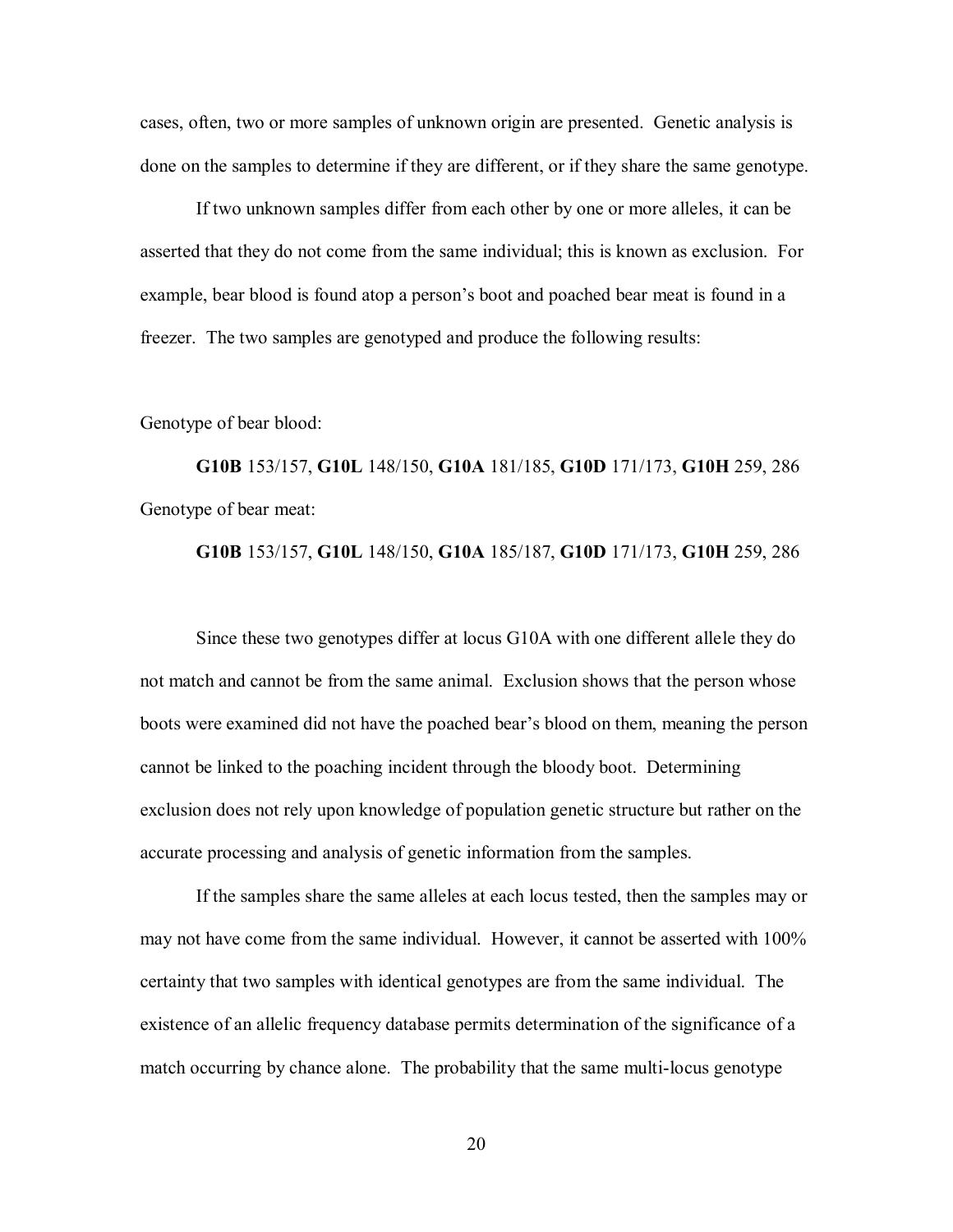cases, often, two or more samples of unknown origin are presented. Genetic analysis is done on the samples to determine if they are different, or if they share the same genotype.

If two unknown samples differ from each other by one or more alleles, it can be asserted that they do not come from the same individual; this is known as exclusion. For example, bear blood is found atop a person's boot and poached bear meat is found in a freezer. The two samples are genotyped and produce the following results:

Genotype of bear blood:

**G10B** 153/157, **G10L** 148/150, **G10A** 181/185, **G10D** 171/173, **G10H** 259, 286

Genotype of bear meat:

**G10B** 153/157, **G10L** 148/150, **G10A** 185/187, **G10D** 171/173, **G10H** 259, 286

Since these two genotypes differ at locus G10A with one different allele they do not match and cannot be from the same animal. Exclusion shows that the person whose boots were examined did not have the poached bear's blood on them, meaning the person cannot be linked to the poaching incident through the bloody boot. Determining exclusion does not rely upon knowledge of population genetic structure but rather on the accurate processing and analysis of genetic information from the samples.

If the samples share the same alleles at each locus tested, then the samples may or may not have come from the same individual. However, it cannot be asserted with 100% certainty that two samples with identical genotypes are from the same individual. The existence of an allelic frequency database permits determination of the significance of a match occurring by chance alone. The probability that the same multi-locus genotype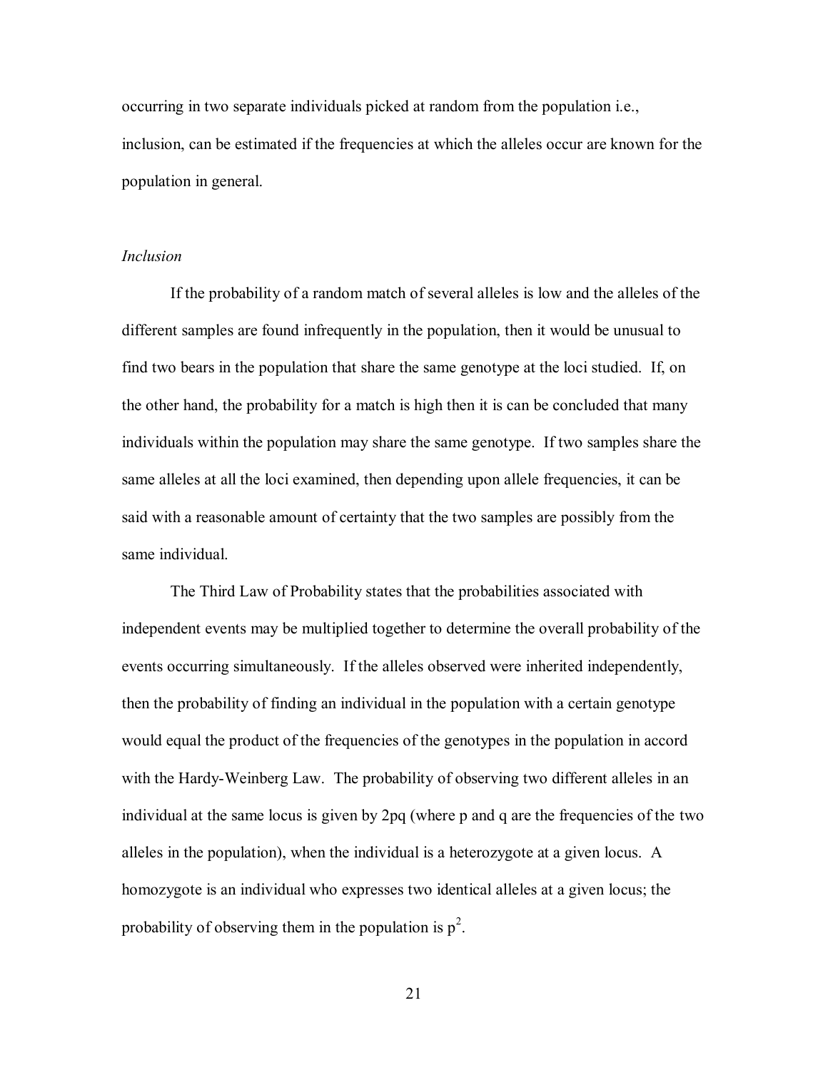occurring in two separate individuals picked at random from the population i.e., inclusion, can be estimated if the frequencies at which the alleles occur are known for the population in general.

*Inclusion*

If the probability of a random match of several alleles is low and the alleles of the different samples are found infrequently in the population, then it would be unusual to find two bears in the population that share the same genotype at the loci studied. If, on the other hand, the probability for a match is high then it is can be concluded that many individuals within the population may share the same genotype. If two samples share the same alleles at all the loci examined, then depending upon allele frequencies, it can be said with a reasonable amount of certainty that the two samples are possibly from the same individual.

The Third Law of Probability states that the probabilities associated with independent events may be multiplied together to determine the overall probability of the events occurring simultaneously. If the alleles observed were inherited independently, then the probability of finding an individual in the population with a certain genotype would equal the product of the frequencies of the genotypes in the population in accord with the Hardy-Weinberg Law. The probability of observing two different alleles in an individual at the same locus is given by $2pq$ (where $p$ and $q$ are the frequencies of the two alleles in the population), when the individual is a heterozygote at a given locus. A homozygote is an individual who expresses two identical alleles at a given locus; the probability of observing them in the population is $p^2$.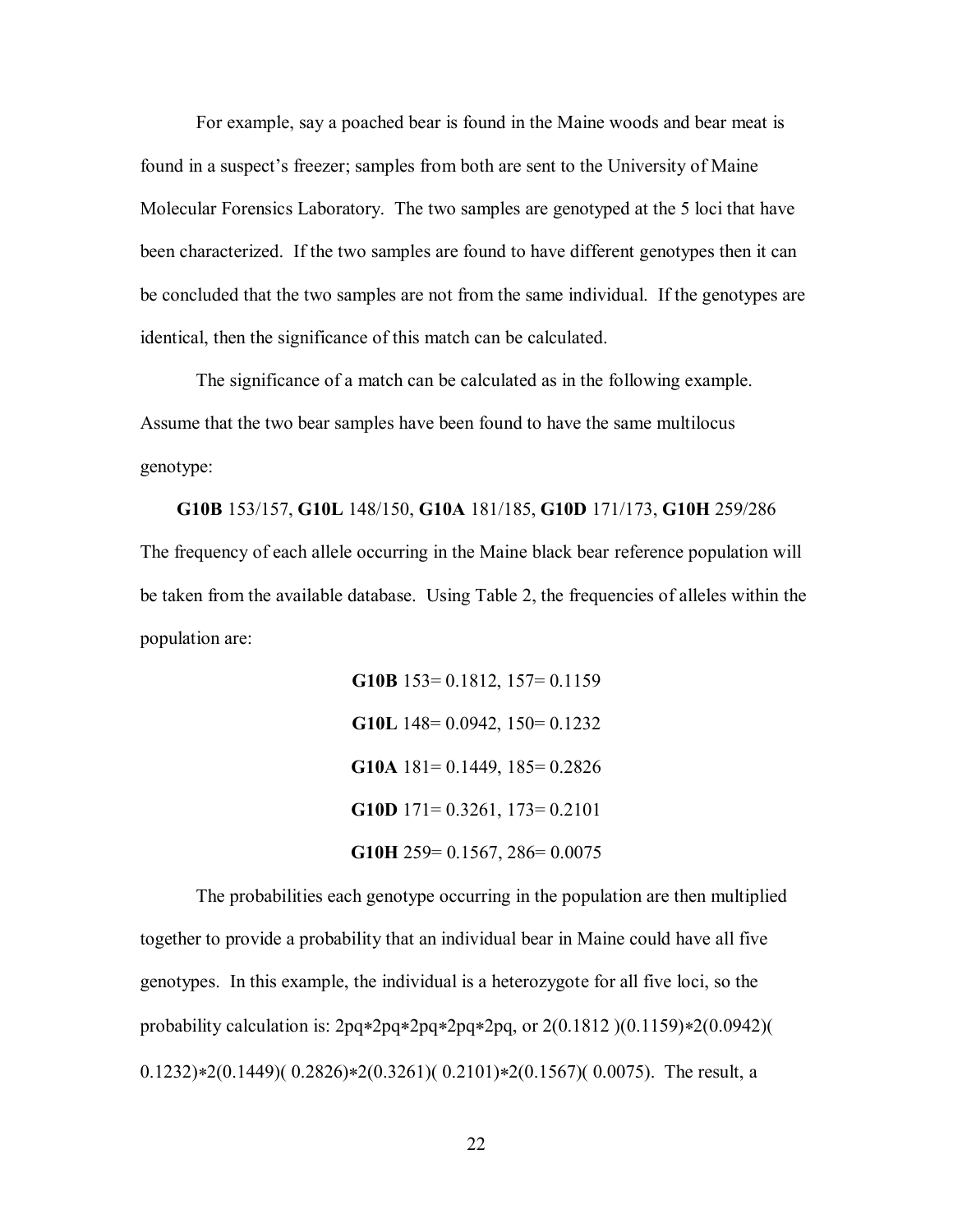For example, say a poached bear is found in the Maine woods and bear meat is found in a suspect's freezer; samples from both are sent to the University of Maine Molecular Forensics Laboratory. The two samples are genotyped at the 5 loci that have been characterized. If the two samples are found to have different genotypes then it can be concluded that the two samples are not from the same individual. If the genotypes are identical, then the significance of this match can be calculated.

The significance of a match can be calculated as in the following example. Assume that the two bear samples have been found to have the same multilocus genotype:

**G10B** 153/157, **G10L** 148/150, **G10A** 181/185, **G10D** 171/173, **G10H** 259/286

The frequency of each allele occurring in the Maine black bear reference population will be taken from the available database. Using Table 2, the frequencies of alleles within the population are:

**G10B** 153= 0.1812, 157= 0.1159

**G10L** 148= 0.0942, 150= 0.1232

**G10A** 181= 0.1449, 185= 0.2826

**G10D** 171= 0.3261, 173= 0.2101

**G10H** 259= 0.1567, 286= 0.0075

The probabilities each genotype occurring in the population are then multiplied together to provide a probability that an individual bear in Maine could have all five genotypes. In this example, the individual is a heterozygote for all five loci, so the probability calculation is: $2pq*2pq*2pq*2pq*2pq$, or $2(0.1812)(0.1159)*2(0.0942)(0.1232)*2(0.1449)(0.2826)*2(0.3261)(0.2101)*2(0.1567)(0.0075)$. The result, a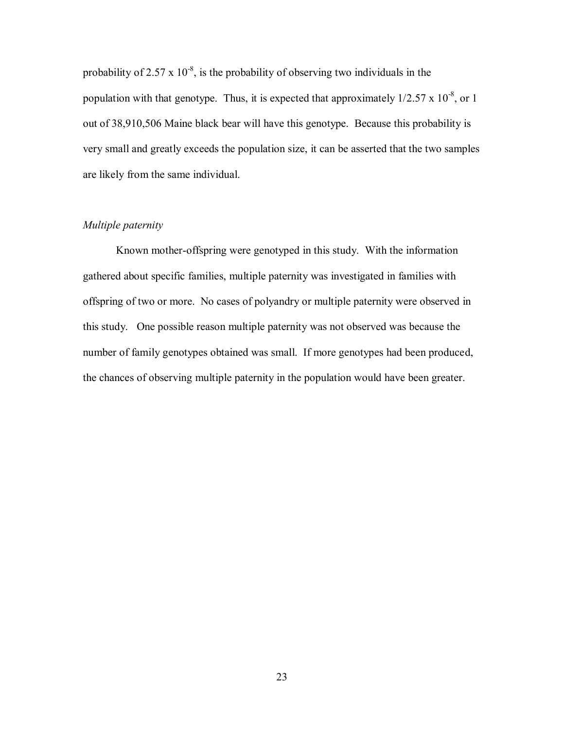probability of $2.57 \times 10^{-8}$, is the probability of observing two individuals in the population with that genotype. Thus, it is expected that approximately $1/2.57 \times 10^{-8}$, or 1 out of 38,910,506 Maine black bear will have this genotype. Because this probability is very small and greatly exceeds the population size, it can be asserted that the two samples are likely from the same individual.

*Multiple paternity*

Known mother-offspring were genotyped in this study. With the information gathered about specific families, multiple paternity was investigated in families with offspring of two or more. No cases of polyandry or multiple paternity were observed in this study. One possible reason multiple paternity was not observed was because the number of family genotypes obtained was small. If more genotypes had been produced, the chances of observing multiple paternity in the population would have been greater.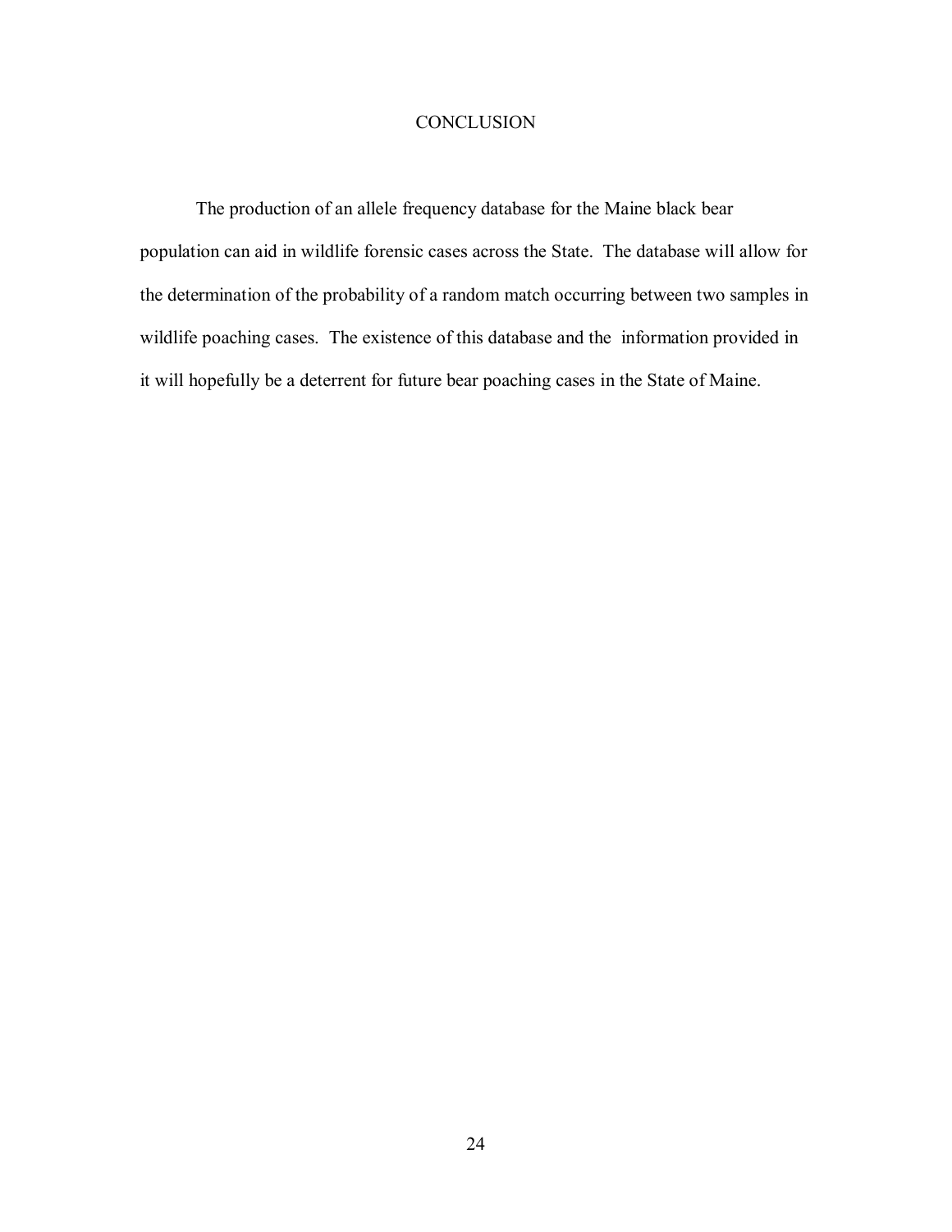# CONCLUSION

The production of an allele frequency database for the Maine black bear population can aid in wildlife forensic cases across the State. The database will allow for the determination of the probability of a random match occurring between two samples in wildlife poaching cases. The existence of this database and the information provided in it will hopefully be a deterrent for future bear poaching cases in the State of Maine.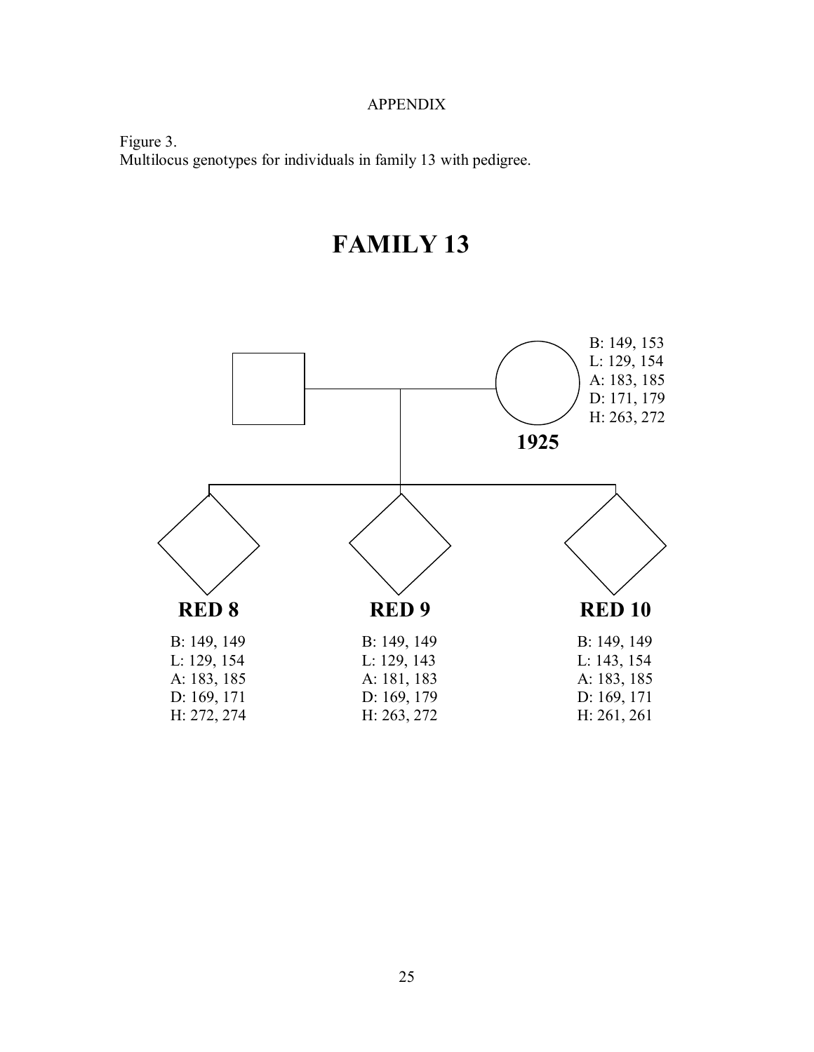APPENDIX

Figure 3.
Multilocus genotypes for individuals in family 13 with pedigree.

# FAMILY 13

**1925**

B: 149, 153
L: 129, 154
A: 183, 185
D: 171, 179
H: 263, 272

**RED 8**

B: 149, 149
L: 129, 154
A: 183, 185
D: 169, 171
H: 272, 274

**RED 9**

B: 149, 149
L: 129, 143
A: 181, 183
D: 169, 179
H: 263, 272

**RED 10**

B: 149, 149
L: 143, 154
A: 183, 185
D: 169, 171
H: 261, 261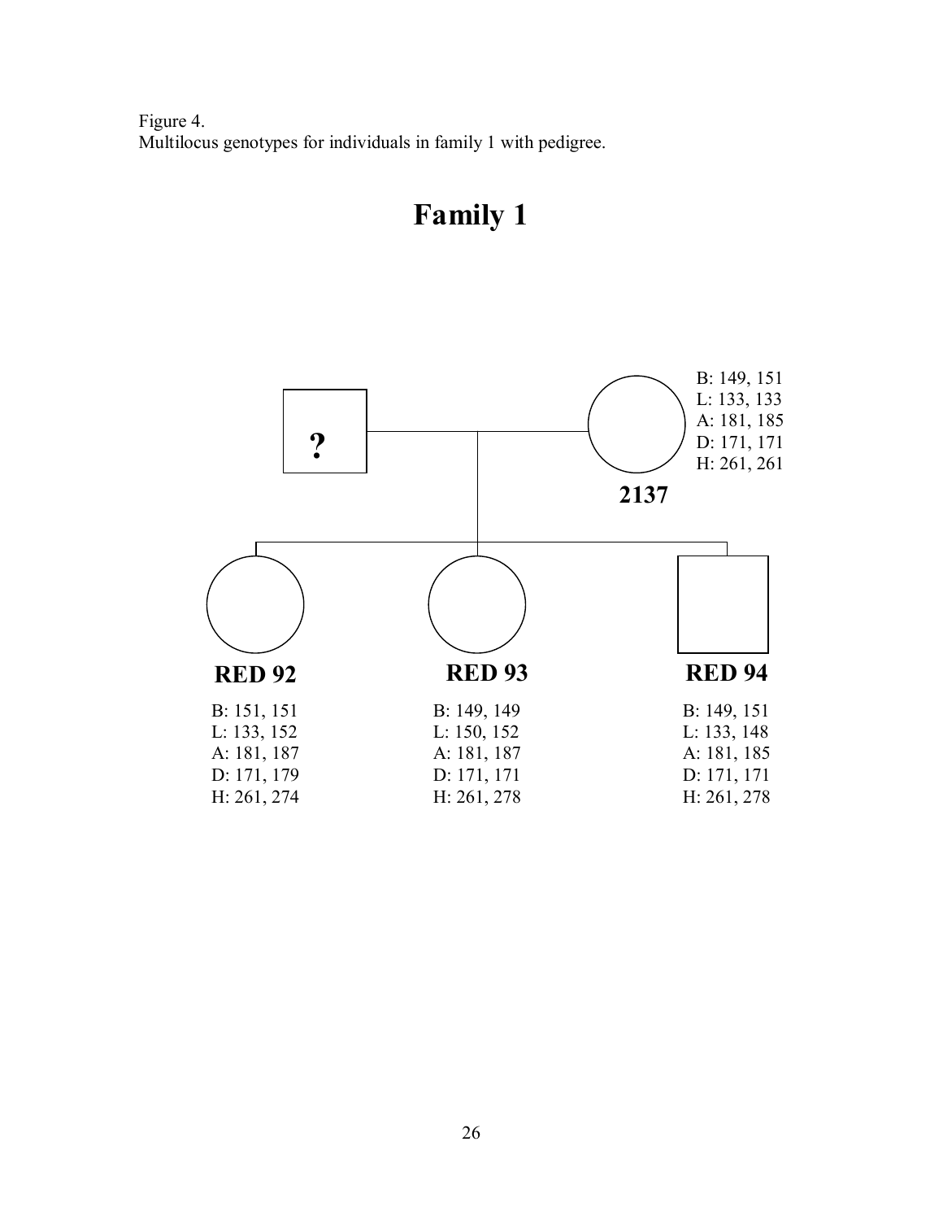Figure 4.
Multilocus genotypes for individuals in family 1 with pedigree.

# Family 1

?

2137

B: 149, 151
L: 133, 133
A: 181, 185
D: 171, 171
H: 261, 261

**RED 92**

B: 151, 151
L: 133, 152
A: 181, 187
D: 171, 179
H: 261, 274

**RED 93**

B: 149, 149
L: 150, 152
A: 181, 187
D: 171, 171
H: 261, 278

**RED 94**

B: 149, 151
L: 133, 148
A: 181, 185
D: 171, 171
H: 261, 278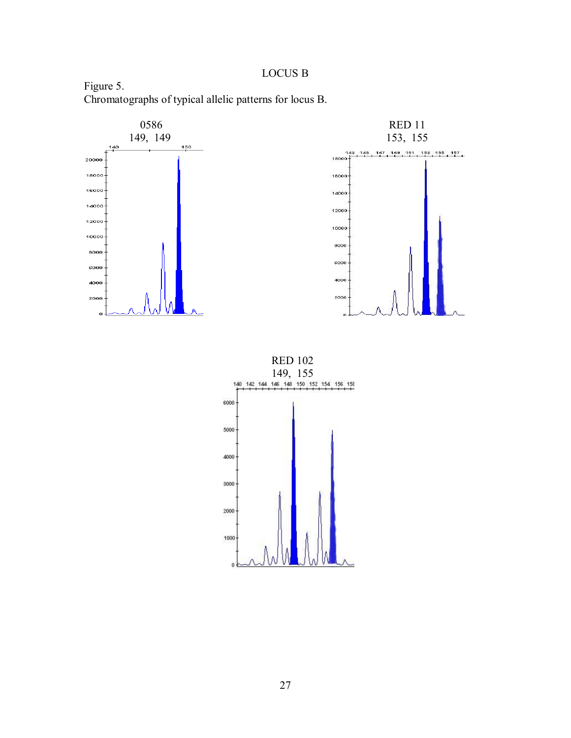LOCUS B

Figure 5.
Chromatographs of typical allelic patterns for locus B.

0586
149, 149

RED 11
153, 155

RED 102
149, 155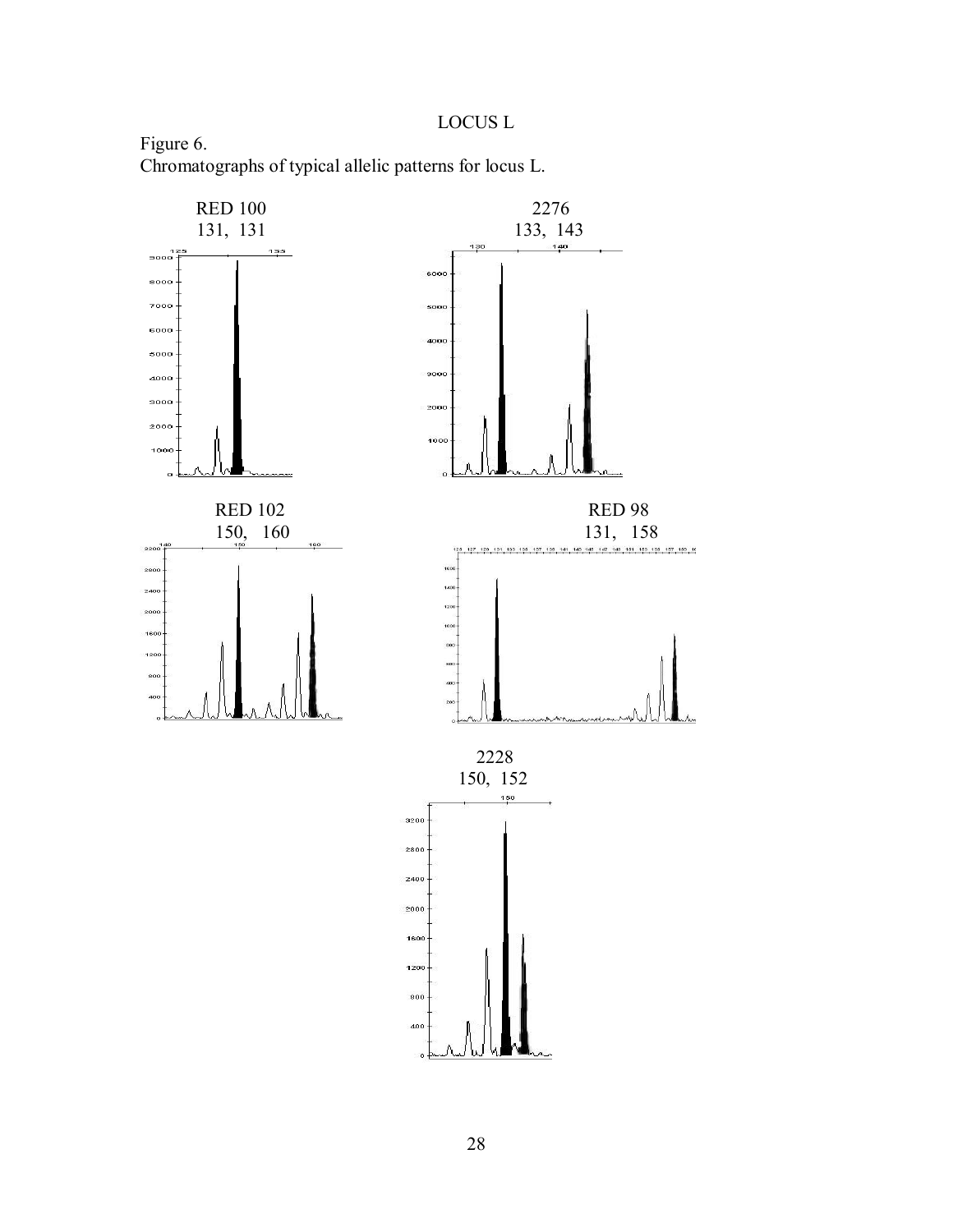LOCUS L

Figure 6.
Chromatographs of typical allelic patterns for locus L.

RED 100
131, 131

2276
133, 143

RED 102
150, 160

RED 98
131, 158

2228
150, 152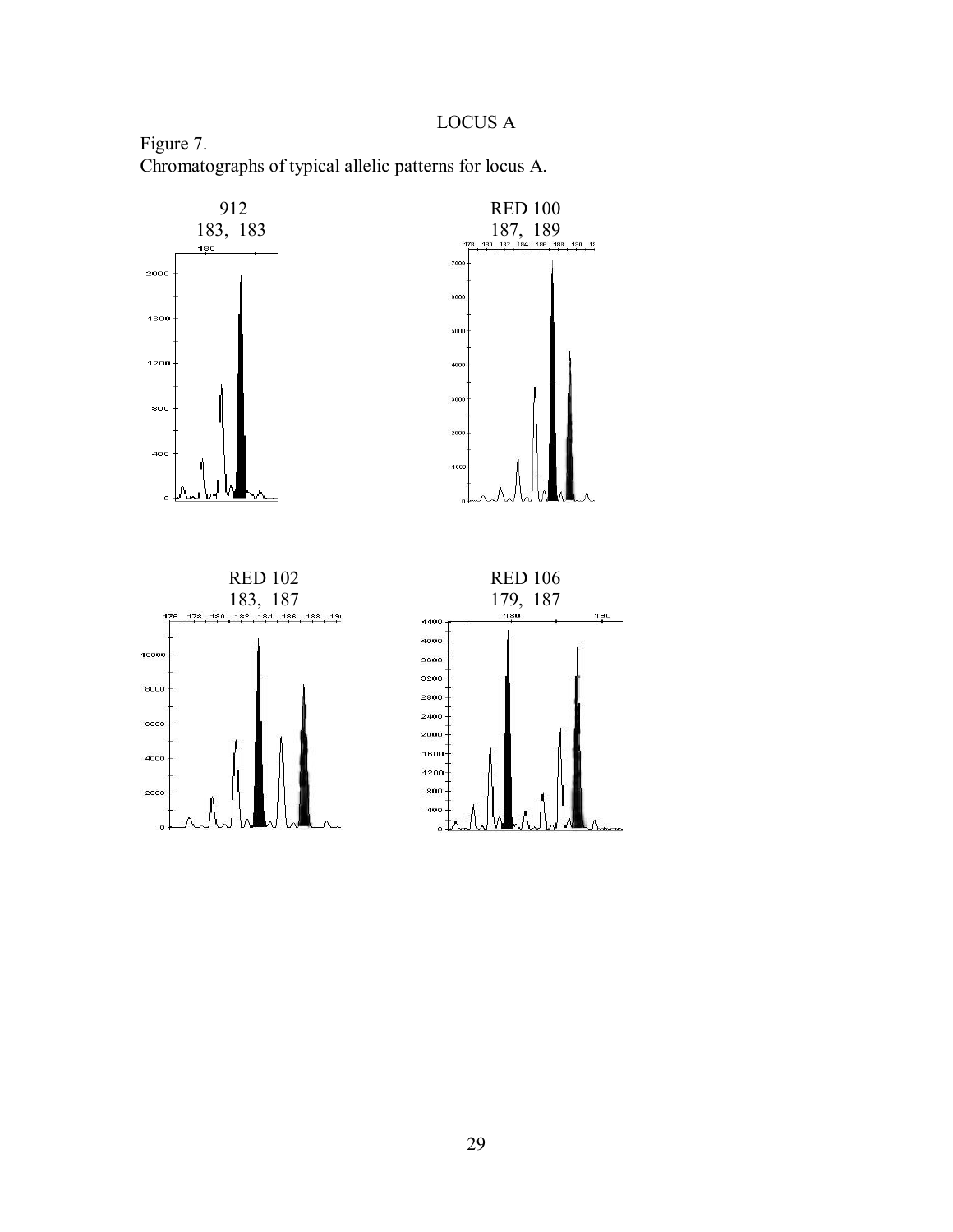# LOCUS A

Figure 7.
Chromatographs of typical allelic patterns for locus A.

912
183, 183

RED 100
187, 189

RED 102
183, 187

RED 106
179, 187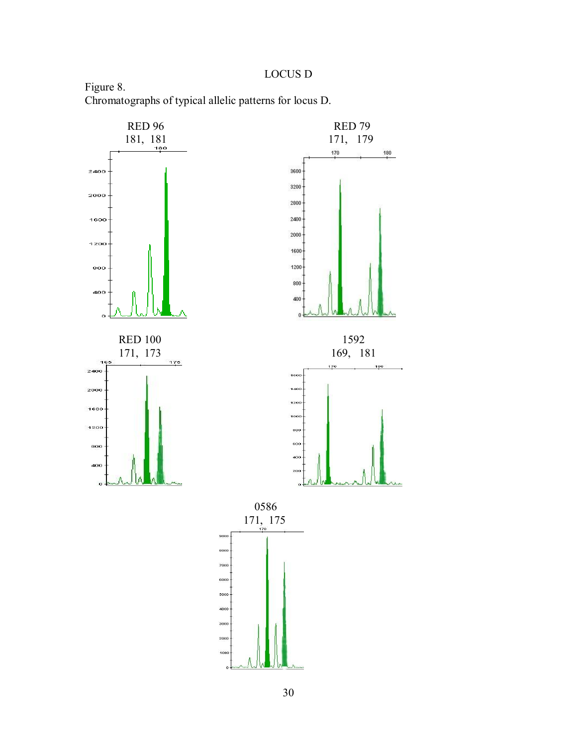LOCUS D

Figure 8.
Chromatographs of typical allelic patterns for locus D.

RED 96
181, 181

RED 79
171, 179

RED 100
171, 173

1592
169, 181

0586
171, 175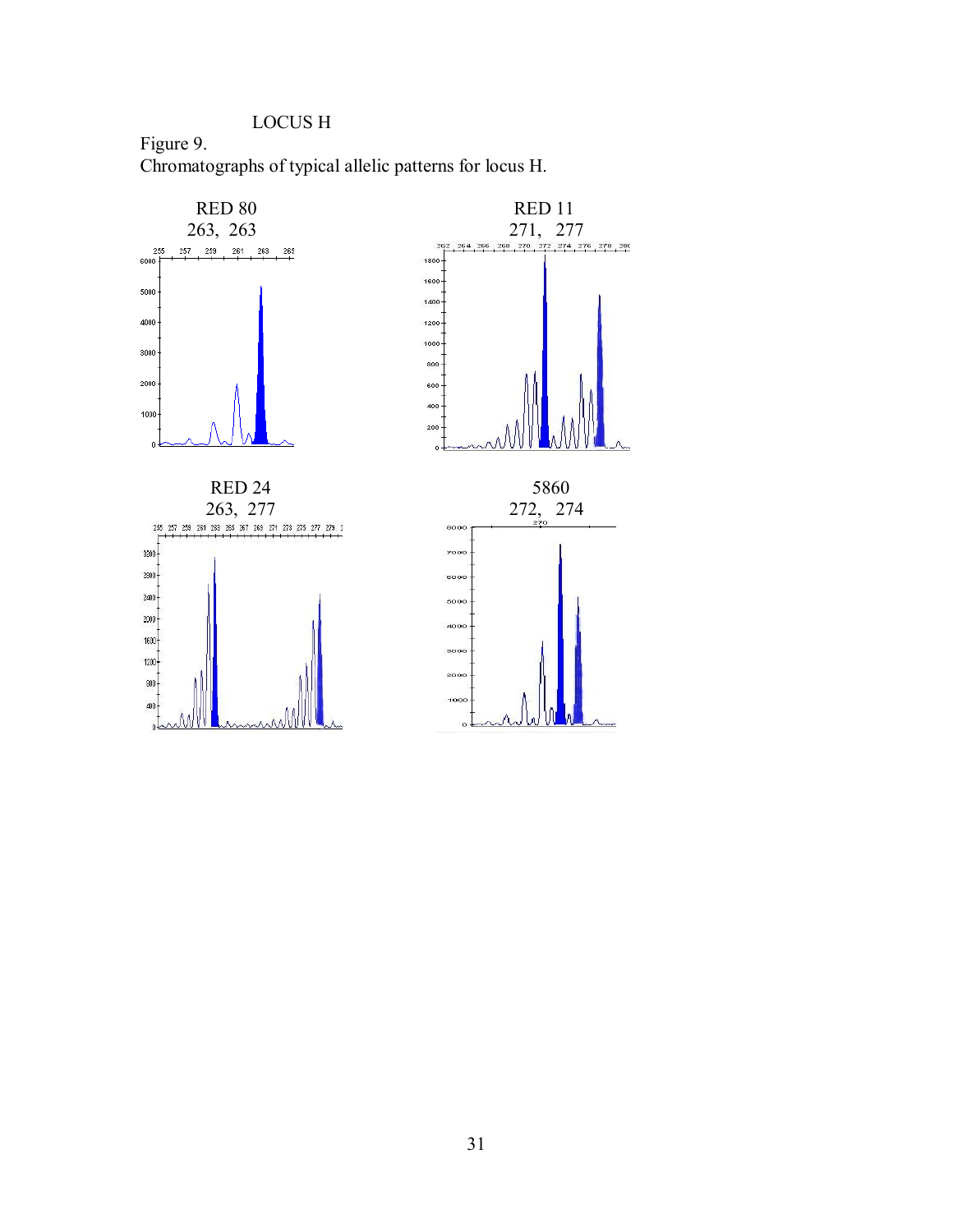LOCUS H

Figure 9.
Chromatographs of typical allelic patterns for locus H.

RED 80
263, 263

RED 11
271, 277

RED 24
263, 277

5860
272, 274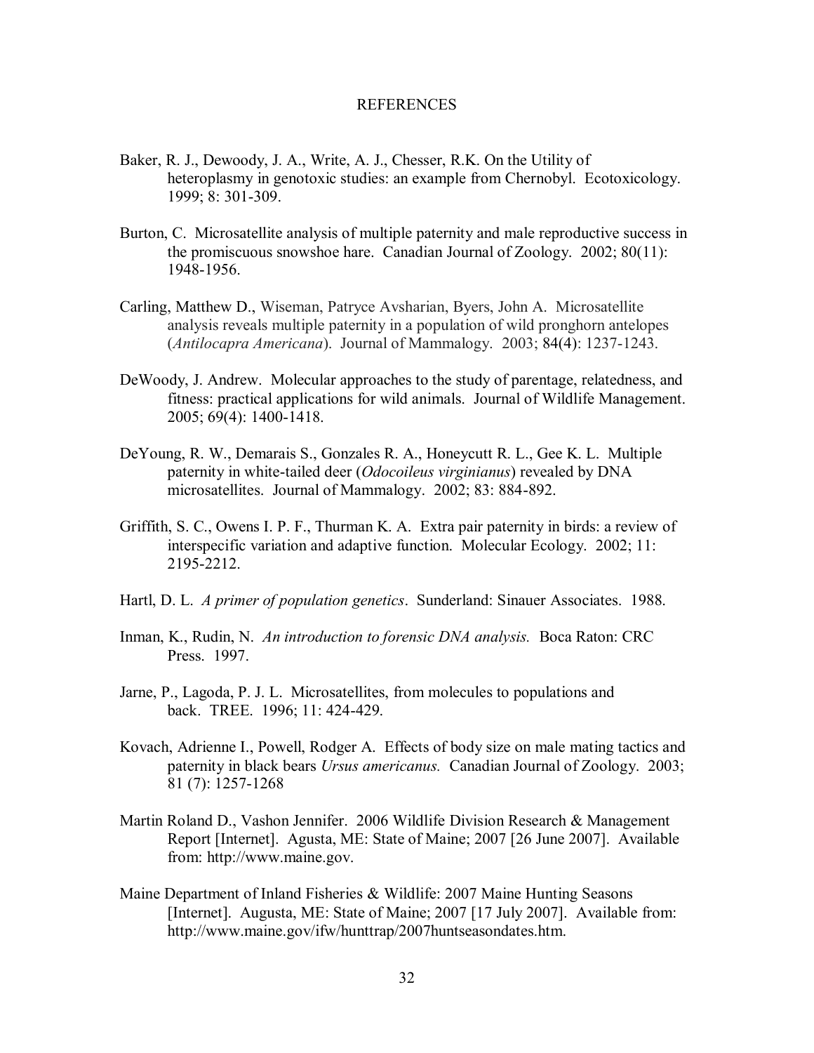# REFERENCES

Baker, R. J., Dewoody, J. A., Write, A. J., Chesser, R.K. On the Utility of heteroplasmy in genotoxic studies: an example from Chernobyl. Ecotoxicology. 1999; 8: 301-309.

Burton, C. Microsatellite analysis of multiple paternity and male reproductive success in the promiscuous snowshoe hare. Canadian Journal of Zoology. 2002; 80(11): 1948-1956.

Carling, Matthew D., Wiseman, Patryce Avsharian, Byers, John A. Microsatellite analysis reveals multiple paternity in a population of wild pronghorn antelopes (*Antilocapra Americana*). Journal of Mammalogy. 2003; 84(4): 1237-1243.

DeWoody, J. Andrew. Molecular approaches to the study of parentage, relatedness, and fitness: practical applications for wild animals. Journal of Wildlife Management. 2005; 69(4): 1400-1418.

DeYoung, R. W., Demarais S., Gonzales R. A., Honeycutt R. L., Gee K. L. Multiple paternity in white-tailed deer (*Odocoileus virginianus*) revealed by DNA microsatellites. Journal of Mammalogy. 2002; 83: 884-892.

Griffith, S. C., Owens I. P. F., Thurman K. A. Extra pair paternity in birds: a review of interspecific variation and adaptive function. Molecular Ecology. 2002; 11: 2195-2212.

Hartl, D. L. *A primer of population genetics*. Sunderland: Sinauer Associates. 1988.

Inman, K., Rudin, N. *An introduction to forensic DNA analysis.* Boca Raton: CRC Press. 1997.

Jarne, P., Lagoda, P. J. L. Microsatellites, from molecules to populations and back. TREE. 1996; 11: 424-429.

Kovach, Adrienne I., Powell, Rodger A. Effects of body size on male mating tactics and paternity in black bears *Ursus americanus.* Canadian Journal of Zoology. 2003; 81 (7): 1257-1268

Martin Roland D., Vashon Jennifer. 2006 Wildlife Division Research & Management Report [Internet]. Agusta, ME: State of Maine; 2007 [26 June 2007]. Available from: http://www.maine.gov.

Maine Department of Inland Fisheries & Wildlife: 2007 Maine Hunting Seasons [Internet]. Augusta, ME: State of Maine; 2007 [17 July 2007]. Available from: http://www.maine.gov/ifw/hunttrap/2007huntseasondates.htm.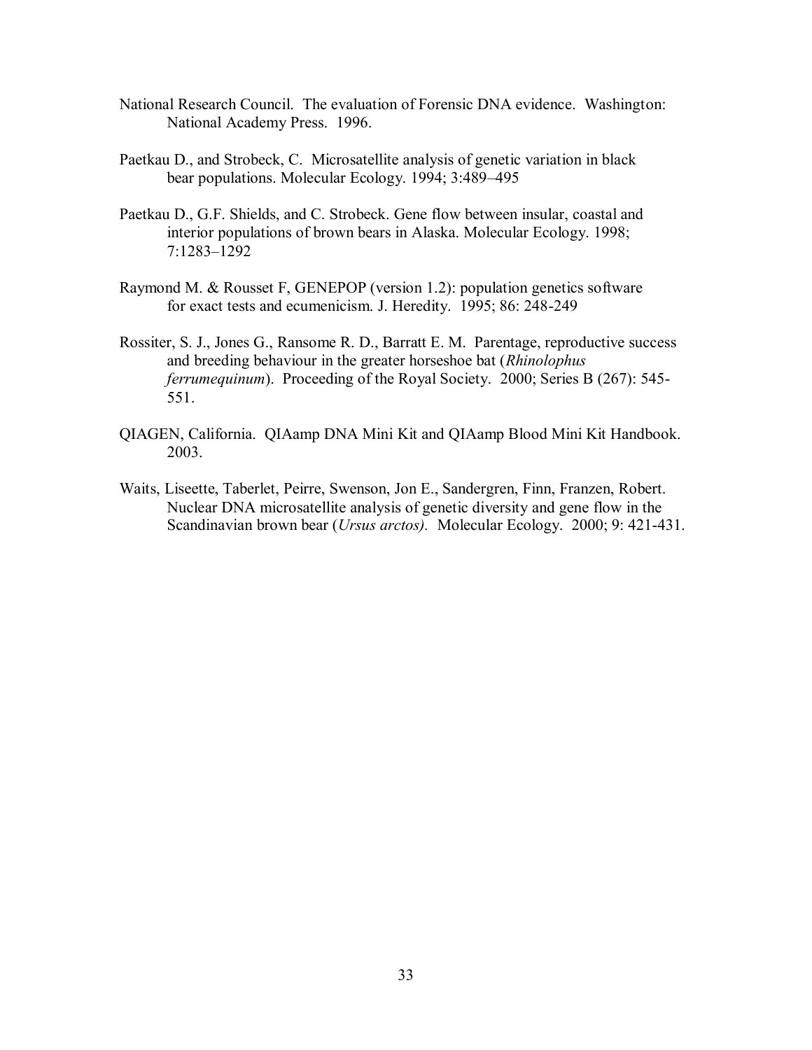National Research Council. The evaluation of Forensic DNA evidence. Washington: National Academy Press. 1996.

Paetkau D., and Strobeck, C. Microsatellite analysis of genetic variation in black bear populations. Molecular Ecology. 1994; 3:489–495

Paetkau D., G.F. Shields, and C. Strobeck. Gene flow between insular, coastal and interior populations of brown bears in Alaska. Molecular Ecology. 1998; 7:1283–1292

Raymond M. & Rousset F, GENEPOP (version 1.2): population genetics software for exact tests and ecumenicism. J. Heredity. 1995; 86: 248-249

Rossiter, S. J., Jones G., Ransome R. D., Barratt E. M. Parentage, reproductive success and breeding behaviour in the greater horseshoe bat (*Rhinolophus ferrumequinum*). Proceeding of the Royal Society. 2000; Series B (267): 545-551.

QIAGEN, California. QIAamp DNA Mini Kit and QIAamp Blood Mini Kit Handbook. 2003.

Waits, Liseette, Taberlet, Peirre, Swenson, Jon E., Sandergren, Finn, Franzen, Robert. Nuclear DNA microsatellite analysis of genetic diversity and gene flow in the Scandinavian brown bear (*Ursus arctos).* Molecular Ecology. 2000; 9: 421-431.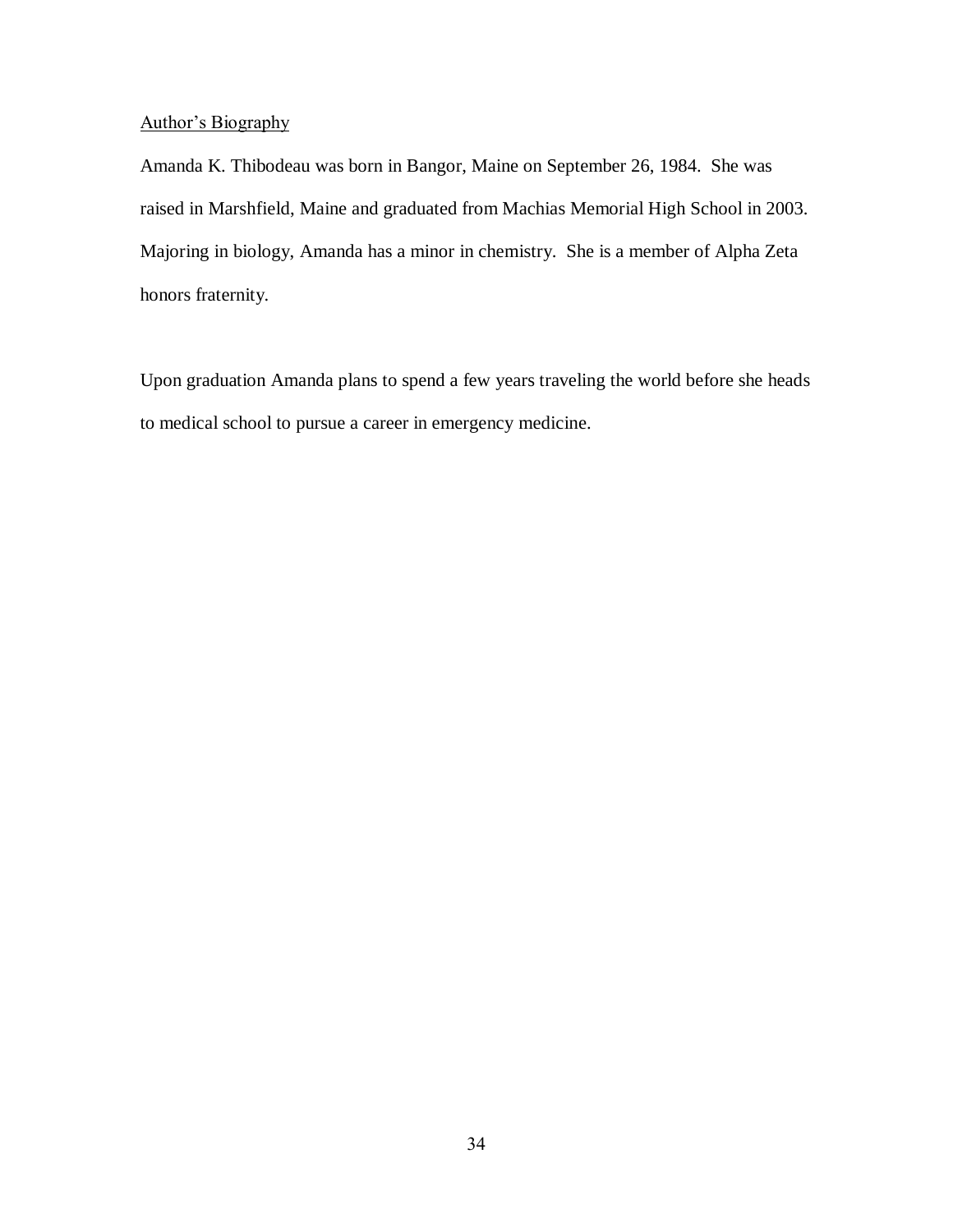## Author's Biography

Amanda K. Thibodeau was born in Bangor, Maine on September 26, 1984. She was raised in Marshfield, Maine and graduated from Machias Memorial High School in 2003. Majoring in biology, Amanda has a minor in chemistry. She is a member of Alpha Zeta honors fraternity.

Upon graduation Amanda plans to spend a few years traveling the world before she heads to medical school to pursue a career in emergency medicine.